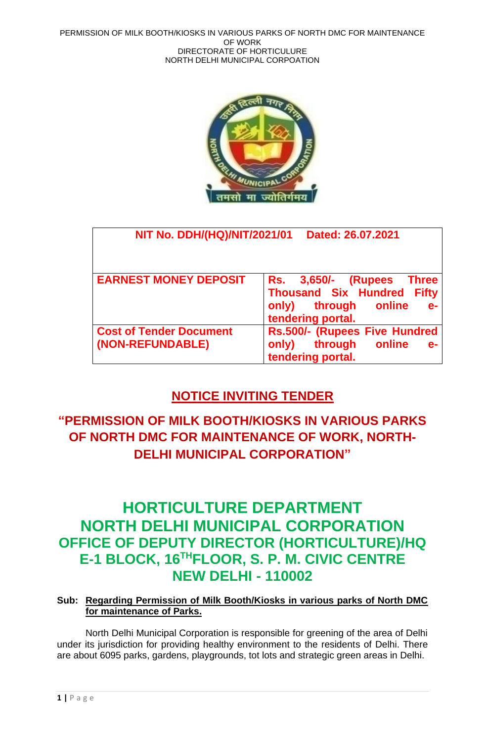PERMISSION OF MILK BOOTH/KIOSKS IN VARIOUS PARKS OF NORTH DMC FOR MAINTENANCE OF WORK
DIRECTORATE OF HORTICULURE
NORTH DELHI MUNICIPAL CORPOATION

| NIT No. DDH/(HQ)/NIT/2021/01 Dated: 26.07.2021 | |
|---|---|
| **EARNEST MONEY DEPOSIT** | **Rs. 3,650/- (Rupees Three Thousand Six Hundred Fifty only) through online e-tendering portal.** |
| **Cost of Tender Document (NON-REFUNDABLE)** | **Rs.500/- (Rupees Five Hundred only) through online e-tendering portal.** |

## NOTICE INVITING TENDER

## "PERMISSION OF MILK BOOTH/KIOSKS IN VARIOUS PARKS OF NORTH DMC FOR MAINTENANCE OF WORK, NORTH-DELHI MUNICIPAL CORPORATION"

# HORTICULTURE DEPARTMENT
# NORTH DELHI MUNICIPAL CORPORATION
## OFFICE OF DEPUTY DIRECTOR (HORTICULTURE)/HQ
## E-1 BLOCK, 16TH FLOOR, S. P. M. CIVIC CENTRE
## NEW DELHI - 110002

**Sub: Regarding Permission of Milk Booth/Kiosks in various parks of North DMC for maintenance of Parks.**

North Delhi Municipal Corporation is responsible for greening of the area of Delhi under its jurisdiction for providing healthy environment to the residents of Delhi. There are about 6095 parks, gardens, playgrounds, tot lots and strategic green areas in Delhi.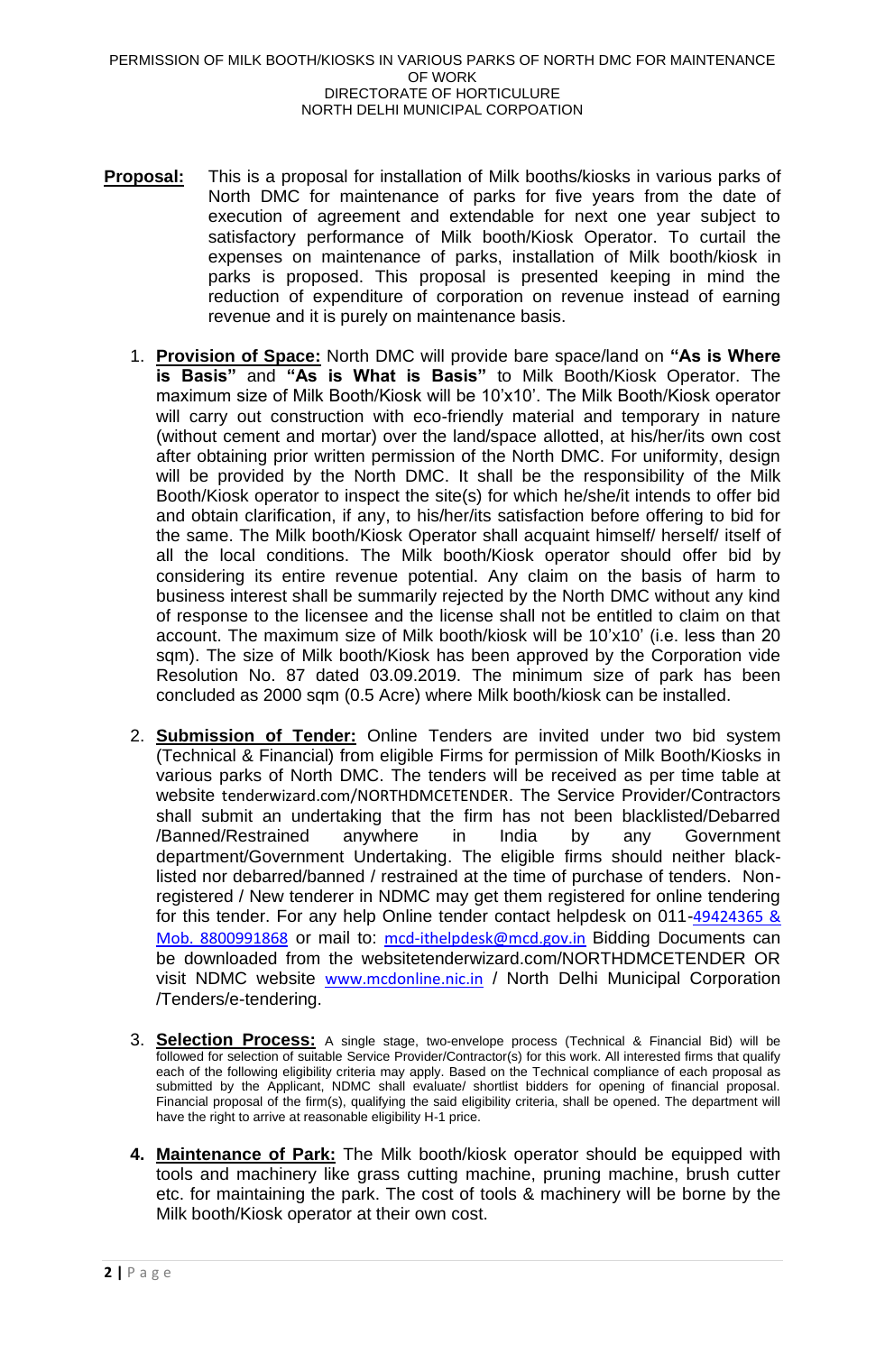PERMISSION OF MILK BOOTH/KIOSKS IN VARIOUS PARKS OF NORTH DMC FOR MAINTENANCE OF WORK
DIRECTORATE OF HORTICULURE
NORTH DELHI MUNICIPAL CORPOATION

**Proposal:** This is a proposal for installation of Milk booths/kiosks in various parks of North DMC for maintenance of parks for five years from the date of execution of agreement and extendable for next one year subject to satisfactory performance of Milk booth/Kiosk Operator. To curtail the expenses on maintenance of parks, installation of Milk booth/kiosk in parks is proposed. This proposal is presented keeping in mind the reduction of expenditure of corporation on revenue instead of earning revenue and it is purely on maintenance basis.

1. **Provision of Space:** North DMC will provide bare space/land on **"As is Where is Basis"** and **"As is What is Basis"** to Milk Booth/Kiosk Operator. The maximum size of Milk Booth/Kiosk will be 10'x10'. The Milk Booth/Kiosk operator will carry out construction with eco-friendly material and temporary in nature (without cement and mortar) over the land/space allotted, at his/her/its own cost after obtaining prior written permission of the North DMC. For uniformity, design will be provided by the North DMC. It shall be the responsibility of the Milk Booth/Kiosk operator to inspect the site(s) for which he/she/it intends to offer bid and obtain clarification, if any, to his/her/its satisfaction before offering to bid for the same. The Milk booth/Kiosk Operator shall acquaint himself/ herself/ itself of all the local conditions. The Milk booth/Kiosk operator should offer bid by considering its entire revenue potential. Any claim on the basis of harm to business interest shall be summarily rejected by the North DMC without any kind of response to the licensee and the license shall not be entitled to claim on that account. The maximum size of Milk booth/kiosk will be 10'x10' (i.e. less than 20 sqm). The size of Milk booth/Kiosk has been approved by the Corporation vide Resolution No. 87 dated 03.09.2019. The minimum size of park has been concluded as 2000 sqm (0.5 Acre) where Milk booth/kiosk can be installed.

2. **Submission of Tender:** Online Tenders are invited under two bid system (Technical & Financial) from eligible Firms for permission of Milk Booth/Kiosks in various parks of North DMC. The tenders will be received as per time table at website tenderwizard.com/NORTHDMCETENDER. The Service Provider/Contractors shall submit an undertaking that the firm has not been blacklisted/Debarred /Banned/Restrained anywhere in India by any Government department/Government Undertaking. The eligible firms should neither black-listed nor debarred/banned / restrained at the time of purchase of tenders. Non-registered / New tenderer in NDMC may get them registered for online tendering for this tender. For any help Online tender contact helpdesk on 011-49424365 & Mob. 8800991868 or mail to: mcd-ithelpdesk@mcd.gov.in Bidding Documents can be downloaded from the websitetenderwizard.com/NORTHDMCETENDER OR visit NDMC website www.mcdonline.nic.in / North Delhi Municipal Corporation /Tenders/e-tendering.

3. **Selection Process:** A single stage, two-envelope process (Technical & Financial Bid) will be followed for selection of suitable Service Provider/Contractor(s) for this work. All interested firms that qualify each of the following eligibility criteria may apply. Based on the Technical compliance of each proposal as submitted by the Applicant, NDMC shall evaluate/ shortlist bidders for opening of financial proposal. Financial proposal of the firm(s), qualifying the said eligibility criteria, shall be opened. The department will have the right to arrive at reasonable eligibility H-1 price.

4. **Maintenance of Park:** The Milk booth/kiosk operator should be equipped with tools and machinery like grass cutting machine, pruning machine, brush cutter etc. for maintaining the park. The cost of tools & machinery will be borne by the Milk booth/Kiosk operator at their own cost.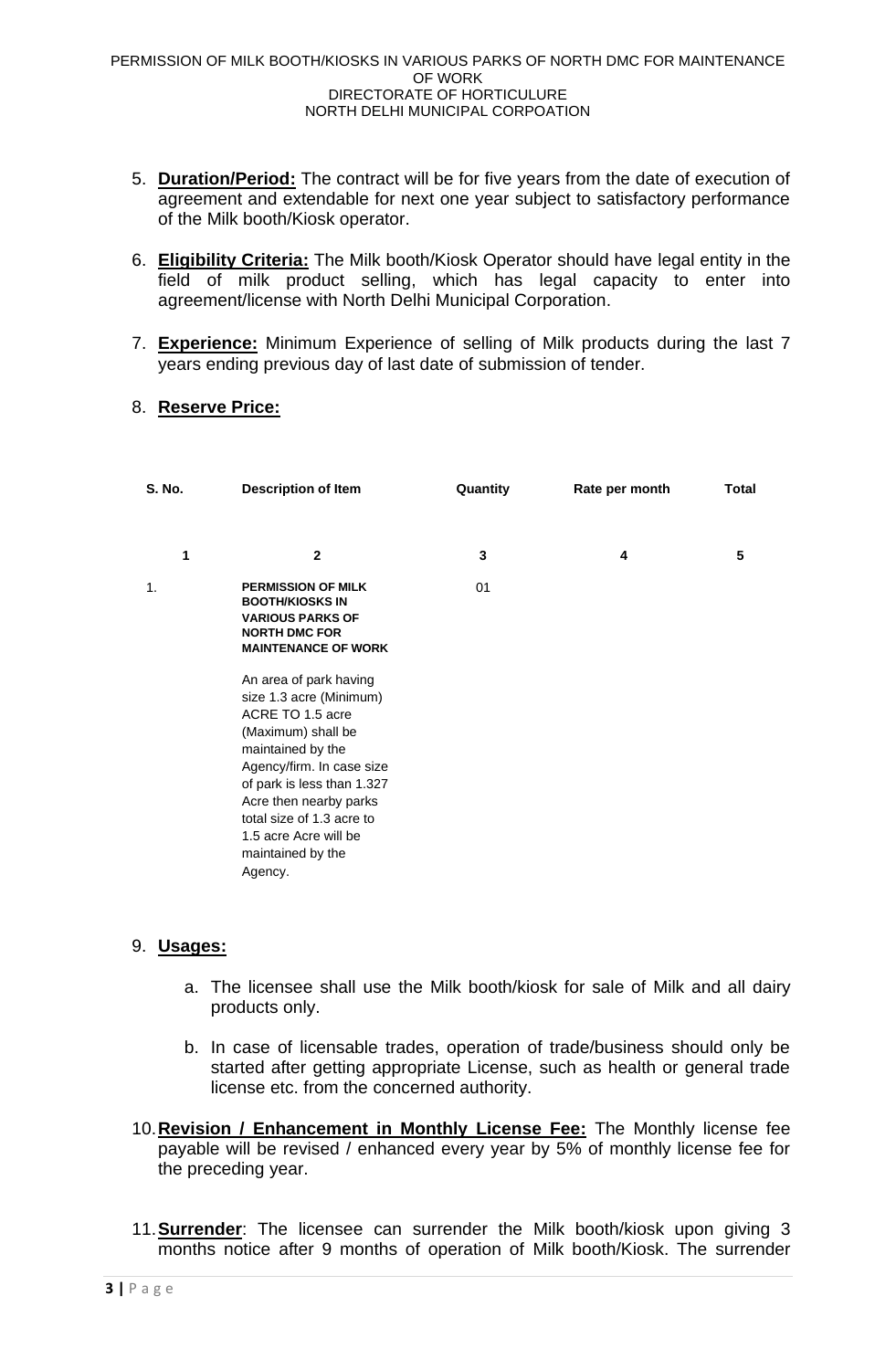5. **Duration/Period:** The contract will be for five years from the date of execution of agreement and extendable for next one year subject to satisfactory performance of the Milk booth/Kiosk operator.

6. **Eligibility Criteria:** The Milk booth/Kiosk Operator should have legal entity in the field of milk product selling, which has legal capacity to enter into agreement/license with North Delhi Municipal Corporation.

7. **Experience:** Minimum Experience of selling of Milk products during the last 7 years ending previous day of last date of submission of tender.

8. **Reserve Price:**

| S. No. | Description of Item | Quantity | Rate per month | Total |
|---|---|---|---|---|
| 1 | 2 | 3 | 4 | 5 |
| 1. | **PERMISSION OF MILK BOOTH/KIOSKS IN VARIOUS PARKS OF NORTH DMC FOR MAINTENANCE OF WORK**<br><br>An area of park having size 1.3 acre (Minimum) ACRE TO 1.5 acre (Maximum) shall be maintained by the Agency/firm. In case size of park is less than 1.327 Acre then nearby parks total size of 1.3 acre to 1.5 acre Acre will be maintained by the Agency. | 01 | | |

9. **Usages:**

   a. The licensee shall use the Milk booth/kiosk for sale of Milk and all dairy products only.

   b. In case of licensable trades, operation of trade/business should only be started after getting appropriate License, such as health or general trade license etc. from the concerned authority.

10. **Revision / Enhancement in Monthly License Fee:** The Monthly license fee payable will be revised / enhanced every year by 5% of monthly license fee for the preceding year.

11. **Surrender**: The licensee can surrender the Milk booth/kiosk upon giving 3 months notice after 9 months of operation of Milk booth/Kiosk. The surrender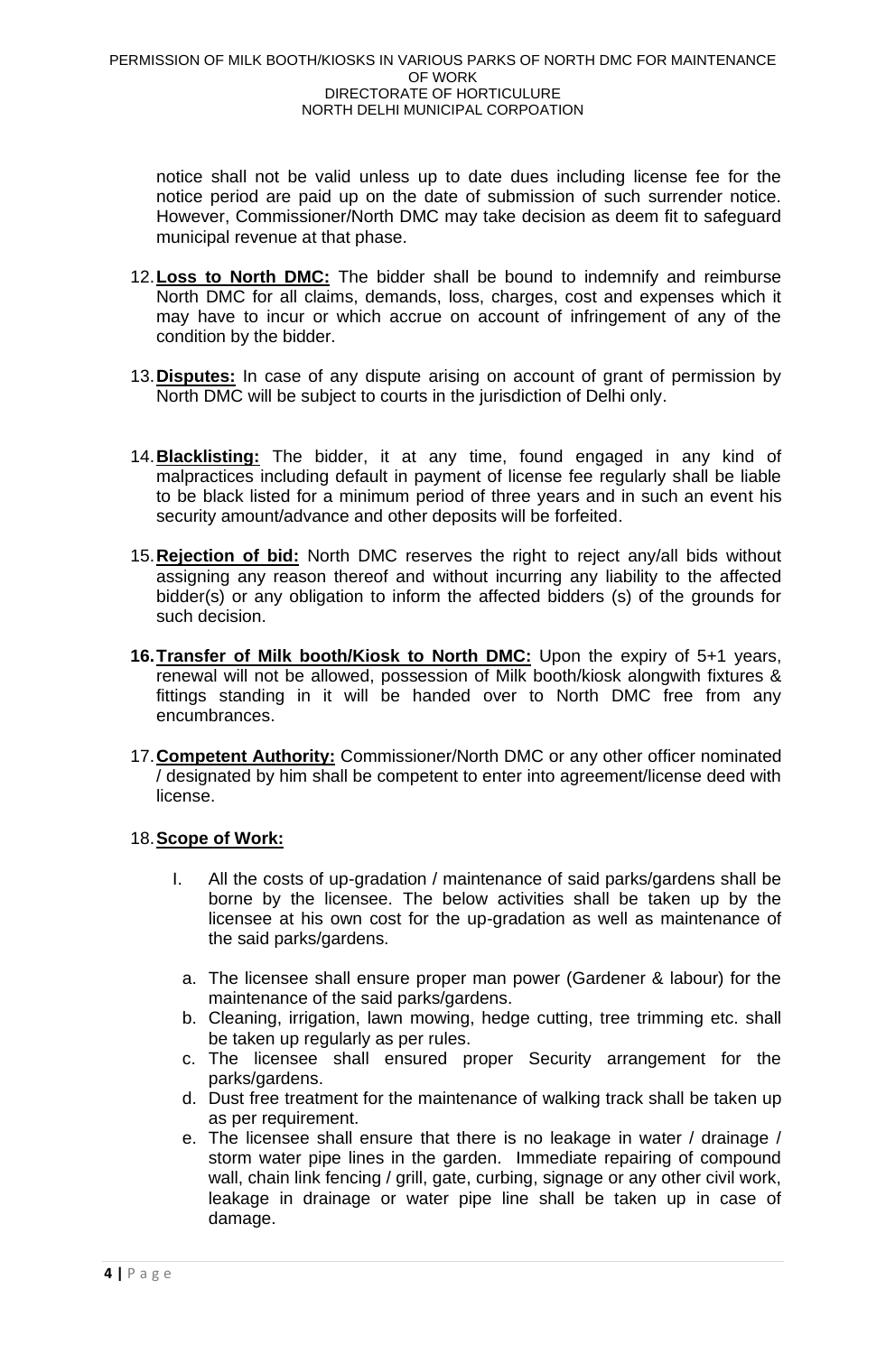notice shall not be valid unless up to date dues including license fee for the notice period are paid up on the date of submission of such surrender notice. However, Commissioner/North DMC may take decision as deem fit to safeguard municipal revenue at that phase.

12. **Loss to North DMC:** The bidder shall be bound to indemnify and reimburse North DMC for all claims, demands, loss, charges, cost and expenses which it may have to incur or which accrue on account of infringement of any of the condition by the bidder.

13. **Disputes:** In case of any dispute arising on account of grant of permission by North DMC will be subject to courts in the jurisdiction of Delhi only.

14. **Blacklisting:** The bidder, it at any time, found engaged in any kind of malpractices including default in payment of license fee regularly shall be liable to be black listed for a minimum period of three years and in such an event his security amount/advance and other deposits will be forfeited.

15. **Rejection of bid:** North DMC reserves the right to reject any/all bids without assigning any reason thereof and without incurring any liability to the affected bidder(s) or any obligation to inform the affected bidders (s) of the grounds for such decision.

16. **Transfer of Milk booth/Kiosk to North DMC:** Upon the expiry of 5+1 years, renewal will not be allowed, possession of Milk booth/kiosk alongwith fixtures & fittings standing in it will be handed over to North DMC free from any encumbrances.

17. **Competent Authority:** Commissioner/North DMC or any other officer nominated / designated by him shall be competent to enter into agreement/license deed with license.

18. **Scope of Work:**

    I. All the costs of up-gradation / maintenance of said parks/gardens shall be borne by the licensee. The below activities shall be taken up by the licensee at his own cost for the up-gradation as well as maintenance of the said parks/gardens.

    a. The licensee shall ensure proper man power (Gardener & labour) for the maintenance of the said parks/gardens.
    b. Cleaning, irrigation, lawn mowing, hedge cutting, tree trimming etc. shall be taken up regularly as per rules.
    c. The licensee shall ensured proper Security arrangement for the parks/gardens.
    d. Dust free treatment for the maintenance of walking track shall be taken up as per requirement.
    e. The licensee shall ensure that there is no leakage in water / drainage / storm water pipe lines in the garden. Immediate repairing of compound wall, chain link fencing / grill, gate, curbing, signage or any other civil work, leakage in drainage or water pipe line shall be taken up in case of damage.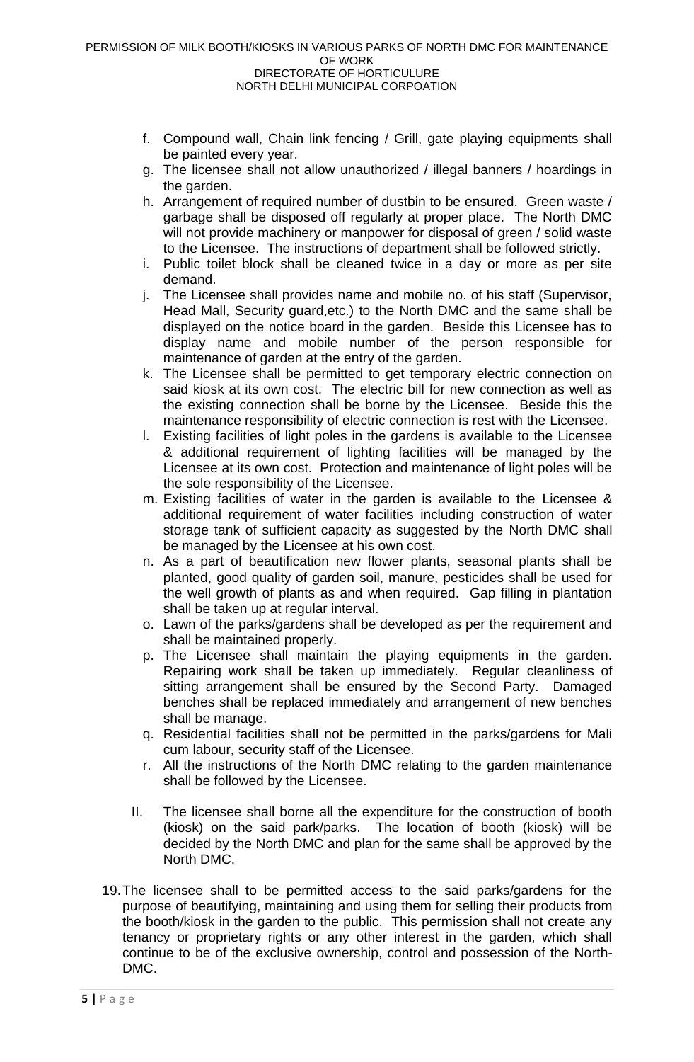f. Compound wall, Chain link fencing / Grill, gate playing equipments shall be painted every year.
g. The licensee shall not allow unauthorized / illegal banners / hoardings in the garden.
h. Arrangement of required number of dustbin to be ensured. Green waste / garbage shall be disposed off regularly at proper place. The North DMC will not provide machinery or manpower for disposal of green / solid waste to the Licensee. The instructions of department shall be followed strictly.
i. Public toilet block shall be cleaned twice in a day or more as per site demand.
j. The Licensee shall provides name and mobile no. of his staff (Supervisor, Head Mall, Security guard,etc.) to the North DMC and the same shall be displayed on the notice board in the garden. Beside this Licensee has to display name and mobile number of the person responsible for maintenance of garden at the entry of the garden.
k. The Licensee shall be permitted to get temporary electric connection on said kiosk at its own cost. The electric bill for new connection as well as the existing connection shall be borne by the Licensee. Beside this the maintenance responsibility of electric connection is rest with the Licensee.
l. Existing facilities of light poles in the gardens is available to the Licensee & additional requirement of lighting facilities will be managed by the Licensee at its own cost. Protection and maintenance of light poles will be the sole responsibility of the Licensee.
m. Existing facilities of water in the garden is available to the Licensee & additional requirement of water facilities including construction of water storage tank of sufficient capacity as suggested by the North DMC shall be managed by the Licensee at his own cost.
n. As a part of beautification new flower plants, seasonal plants shall be planted, good quality of garden soil, manure, pesticides shall be used for the well growth of plants as and when required. Gap filling in plantation shall be taken up at regular interval.
o. Lawn of the parks/gardens shall be developed as per the requirement and shall be maintained properly.
p. The Licensee shall maintain the playing equipments in the garden. Repairing work shall be taken up immediately. Regular cleanliness of sitting arrangement shall be ensured by the Second Party. Damaged benches shall be replaced immediately and arrangement of new benches shall be manage.
q. Residential facilities shall not be permitted in the parks/gardens for Mali cum labour, security staff of the Licensee.
r. All the instructions of the North DMC relating to the garden maintenance shall be followed by the Licensee.

II. The licensee shall borne all the expenditure for the construction of booth (kiosk) on the said park/parks. The location of booth (kiosk) will be decided by the North DMC and plan for the same shall be approved by the North DMC.

19. The licensee shall to be permitted access to the said parks/gardens for the purpose of beautifying, maintaining and using them for selling their products from the booth/kiosk in the garden to the public. This permission shall not create any tenancy or proprietary rights or any other interest in the garden, which shall continue to be of the exclusive ownership, control and possession of the North-DMC.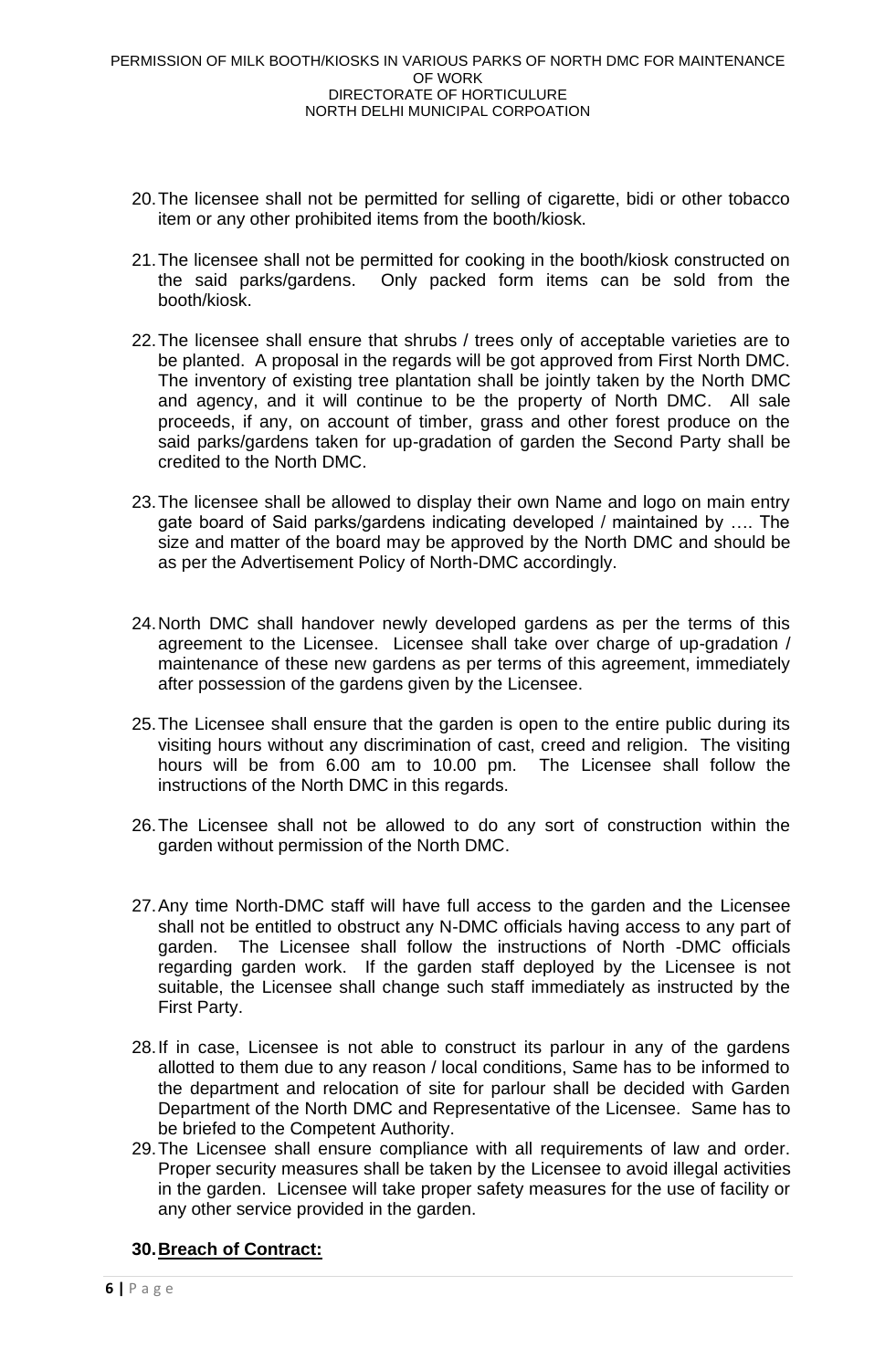20. The licensee shall not be permitted for selling of cigarette, bidi or other tobacco item or any other prohibited items from the booth/kiosk.

21. The licensee shall not be permitted for cooking in the booth/kiosk constructed on the said parks/gardens. Only packed form items can be sold from the booth/kiosk.

22. The licensee shall ensure that shrubs / trees only of acceptable varieties are to be planted. A proposal in the regards will be got approved from First North DMC. The inventory of existing tree plantation shall be jointly taken by the North DMC and agency, and it will continue to be the property of North DMC. All sale proceeds, if any, on account of timber, grass and other forest produce on the said parks/gardens taken for up-gradation of garden the Second Party shall be credited to the North DMC.

23. The licensee shall be allowed to display their own Name and logo on main entry gate board of Said parks/gardens indicating developed / maintained by …. The size and matter of the board may be approved by the North DMC and should be as per the Advertisement Policy of North-DMC accordingly.

24. North DMC shall handover newly developed gardens as per the terms of this agreement to the Licensee. Licensee shall take over charge of up-gradation / maintenance of these new gardens as per terms of this agreement, immediately after possession of the gardens given by the Licensee.

25. The Licensee shall ensure that the garden is open to the entire public during its visiting hours without any discrimination of cast, creed and religion. The visiting hours will be from 6.00 am to 10.00 pm. The Licensee shall follow the instructions of the North DMC in this regards.

26. The Licensee shall not be allowed to do any sort of construction within the garden without permission of the North DMC.

27. Any time North-DMC staff will have full access to the garden and the Licensee shall not be entitled to obstruct any N-DMC officials having access to any part of garden. The Licensee shall follow the instructions of North -DMC officials regarding garden work. If the garden staff deployed by the Licensee is not suitable, the Licensee shall change such staff immediately as instructed by the First Party.

28. If in case, Licensee is not able to construct its parlour in any of the gardens allotted to them due to any reason / local conditions, Same has to be informed to the department and relocation of site for parlour shall be decided with Garden Department of the North DMC and Representative of the Licensee. Same has to be briefed to the Competent Authority.

29. The Licensee shall ensure compliance with all requirements of law and order. Proper security measures shall be taken by the Licensee to avoid illegal activities in the garden. Licensee will take proper safety measures for the use of facility or any other service provided in the garden.

30. **Breach of Contract:**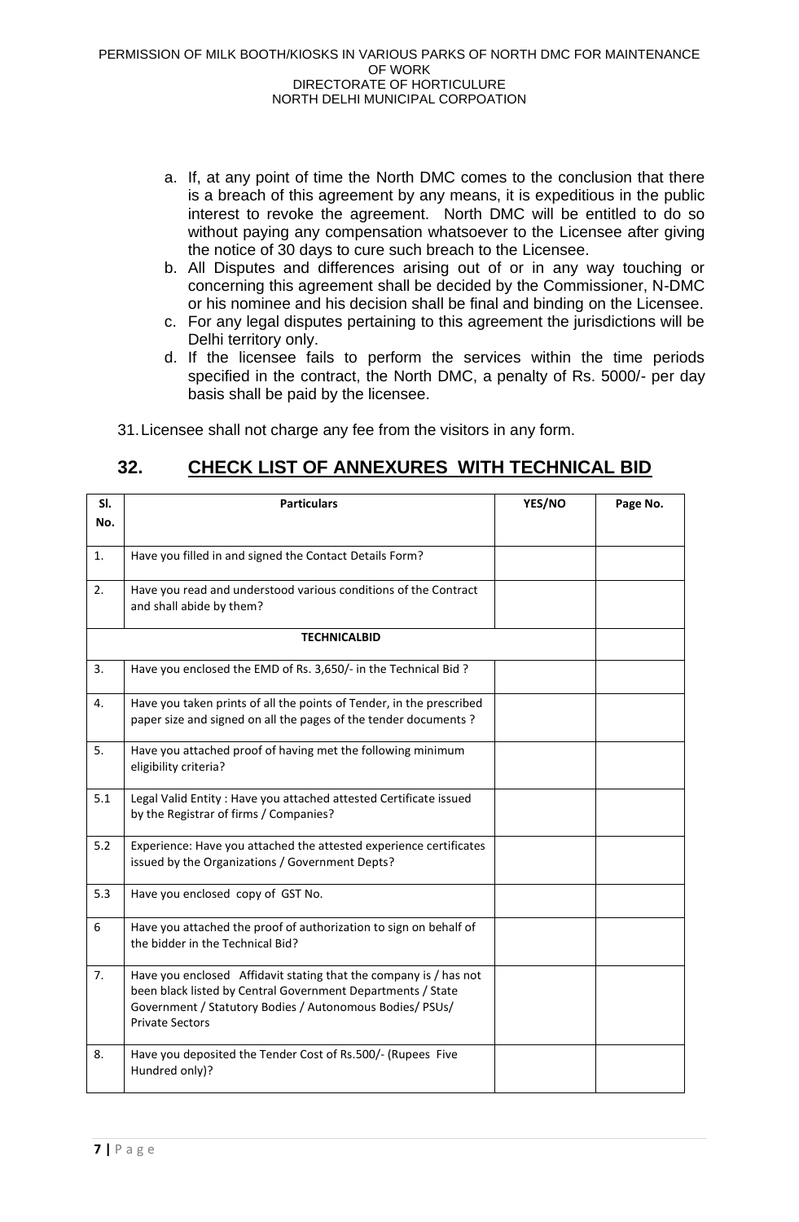a. If, at any point of time the North DMC comes to the conclusion that there is a breach of this agreement by any means, it is expeditious in the public interest to revoke the agreement. North DMC will be entitled to do so without paying any compensation whatsoever to the Licensee after giving the notice of 30 days to cure such breach to the Licensee.
b. All Disputes and differences arising out of or in any way touching or concerning this agreement shall be decided by the Commissioner, N-DMC or his nominee and his decision shall be final and binding on the Licensee.
c. For any legal disputes pertaining to this agreement the jurisdictions will be Delhi territory only.
d. If the licensee fails to perform the services within the time periods specified in the contract, the North DMC, a penalty of Rs. 5000/- per day basis shall be paid by the licensee.

31. Licensee shall not charge any fee from the visitors in any form.

## 32. CHECK LIST OF ANNEXURES WITH TECHNICAL BID

| Sl. No. | Particulars | YES/NO | Page No. |
|---|---|---|---|
| 1. | Have you filled in and signed the Contact Details Form? | | |
| 2. | Have you read and understood various conditions of the Contract and shall abide by them? | | |
| | **TECHNICALBID** | | |
| 3. | Have you enclosed the EMD of Rs. 3,650/- in the Technical Bid ? | | |
| 4. | Have you taken prints of all the points of Tender, in the prescribed paper size and signed on all the pages of the tender documents ? | | |
| 5. | Have you attached proof of having met the following minimum eligibility criteria? | | |
| 5.1 | Legal Valid Entity : Have you attached attested Certificate issued by the Registrar of firms / Companies? | | |
| 5.2 | Experience: Have you attached the attested experience certificates issued by the Organizations / Government Depts? | | |
| 5.3 | Have you enclosed copy of GST No. | | |
| 6 | Have you attached the proof of authorization to sign on behalf of the bidder in the Technical Bid? | | |
| 7. | Have you enclosed Affidavit stating that the company is / has not been black listed by Central Government Departments / State Government / Statutory Bodies / Autonomous Bodies/ PSUs/ Private Sectors | | |
| 8. | Have you deposited the Tender Cost of Rs.500/- (Rupees Five Hundred only)? | | |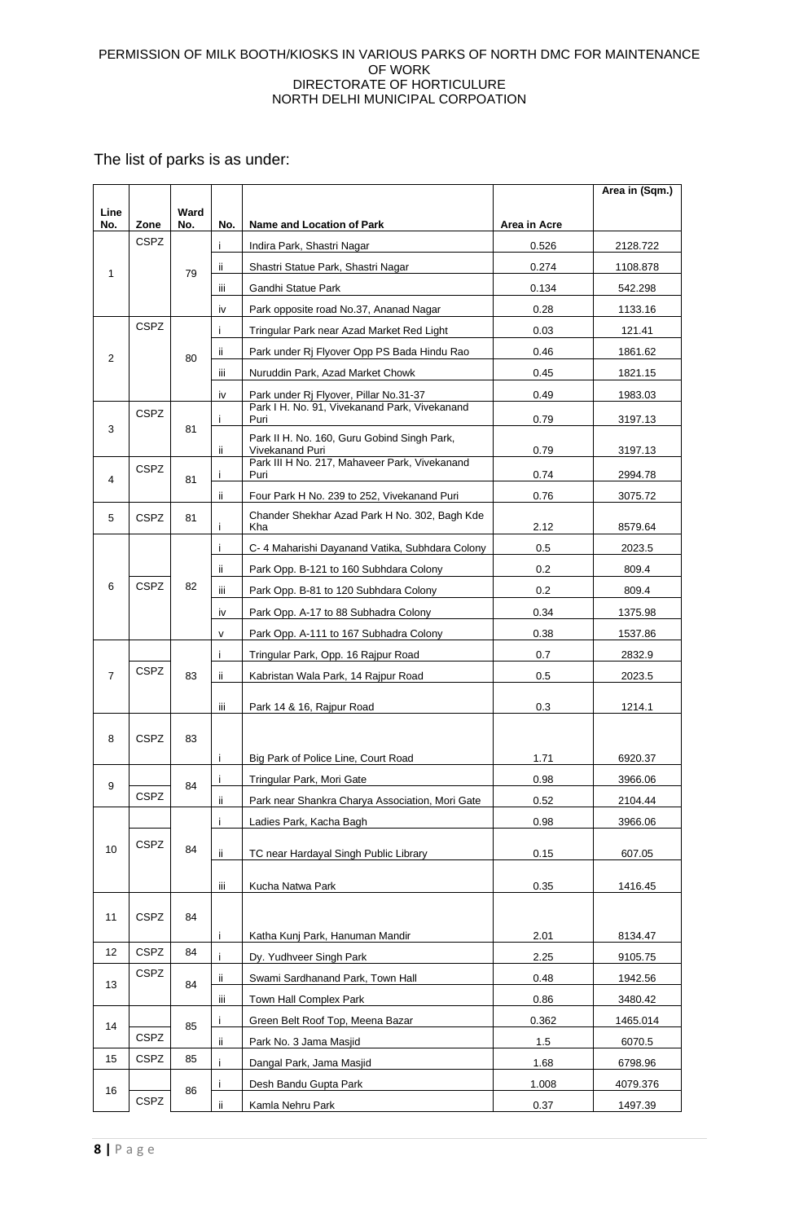PERMISSION OF MILK BOOTH/KIOSKS IN VARIOUS PARKS OF NORTH DMC FOR MAINTENANCE OF WORK
DIRECTORATE OF HORTICULURE
NORTH DELHI MUNICIPAL CORPOATION

The list of parks is as under:

| Line No. | Zone | Ward No. | No. | Name and Location of Park | Area in Acre | Area in (Sqm.) |
|---|---|---|---|---|---|---|
| 1 | CSPZ | 79 | i | Indira Park, Shastri Nagar | 0.526 | 2128.722 |
| | | | ii | Shastri Statue Park, Shastri Nagar | 0.274 | 1108.878 |
| | | | iii | Gandhi Statue Park | 0.134 | 542.298 |
| | | | iv | Park opposite road No.37, Ananad Nagar | 0.28 | 1133.16 |
| 2 | CSPZ | 80 | i | Tringular Park near Azad Market Red Light | 0.03 | 121.41 |
| | | | ii | Park under Rj Flyover Opp PS Bada Hindu Rao | 0.46 | 1861.62 |
| | | | iii | Nuruddin Park, Azad Market Chowk | 0.45 | 1821.15 |
| | | | iv | Park under Rj Flyover, Pillar No.31-37 | 0.49 | 1983.03 |
| 3 | CSPZ | 81 | i | Park I H. No. 91, Vivekanand Park, Vivekanand Puri | 0.79 | 3197.13 |
| | | | ii | Park II H. No. 160, Guru Gobind Singh Park, Vivekanand Puri | 0.79 | 3197.13 |
| 4 | CSPZ | 81 | i | Park III H No. 217, Mahaveer Park, Vivekanand Puri | 0.74 | 2994.78 |
| | | | ii | Four Park H No. 239 to 252, Vivekanand Puri | 0.76 | 3075.72 |
| 5 | CSPZ | 81 | i | Chander Shekhar Azad Park H No. 302, Bagh Kde Kha | 2.12 | 8579.64 |
| 6 | CSPZ | 82 | i | C- 4 Maharishi Dayanand Vatika, Subhdara Colony | 0.5 | 2023.5 |
| | | | ii | Park Opp. B-121 to 160 Subhdara Colony | 0.2 | 809.4 |
| | | | iii | Park Opp. B-81 to 120 Subhdara Colony | 0.2 | 809.4 |
| | | | iv | Park Opp. A-17 to 88 Subhadra Colony | 0.34 | 1375.98 |
| | | | v | Park Opp. A-111 to 167 Subhadra Colony | 0.38 | 1537.86 |
| 7 | CSPZ | 83 | i | Tringular Park, Opp. 16 Rajpur Road | 0.7 | 2832.9 |
| | | | ii | Kabristan Wala Park, 14 Rajpur Road | 0.5 | 2023.5 |
| | | | iii | Park 14 & 16, Rajpur Road | 0.3 | 1214.1 |
| 8 | CSPZ | 83 | i | Big Park of Police Line, Court Road | 1.71 | 6920.37 |
| 9 | CSPZ | 84 | i | Tringular Park, Mori Gate | 0.98 | 3966.06 |
| | | | ii | Park near Shankra Charya Association, Mori Gate | 0.52 | 2104.44 |
| 10 | CSPZ | 84 | i | Ladies Park, Kacha Bagh | 0.98 | 3966.06 |
| | | | ii | TC near Hardayal Singh Public Library | 0.15 | 607.05 |
| | | | iii | Kucha Natwa Park | 0.35 | 1416.45 |
| 11 | CSPZ | 84 | i | Katha Kunj Park, Hanuman Mandir | 2.01 | 8134.47 |
| 12 | CSPZ | 84 | i | Dy. Yudhveer Singh Park | 2.25 | 9105.75 |
| 13 | CSPZ | 84 | ii | Swami Sardhanand Park, Town Hall | 0.48 | 1942.56 |
| | | | iii | Town Hall Complex Park | 0.86 | 3480.42 |
| 14 | CSPZ | 85 | i | Green Belt Roof Top, Meena Bazar | 0.362 | 1465.014 |
| | | | ii | Park No. 3 Jama Masjid | 1.5 | 6070.5 |
| 15 | CSPZ | 85 | i | Dangal Park, Jama Masjid | 1.68 | 6798.96 |
| 16 | CSPZ | 86 | i | Desh Bandu Gupta Park | 1.008 | 4079.376 |
| | | | ii | Kamla Nehru Park | 0.37 | 1497.39 |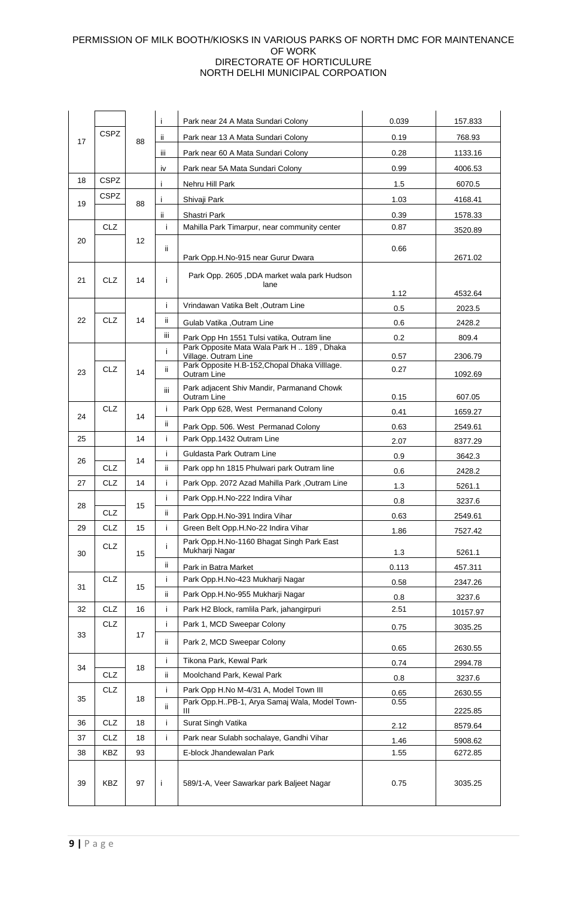PERMISSION OF MILK BOOTH/KIOSKS IN VARIOUS PARKS OF NORTH DMC FOR MAINTENANCE OF WORK
DIRECTORATE OF HORTICULURE
NORTH DELHI MUNICIPAL CORPOATION

| | | | | | | |
|---|---|---|---|---|---|---|
| 17 | CSPZ | 88 | i | Park near 24 A Mata Sundari Colony | 0.039 | 157.833 |
| | | | ii | Park near 13 A Mata Sundari Colony | 0.19 | 768.93 |
| | | | iii | Park near 60 A Mata Sundari Colony | 0.28 | 1133.16 |
| | | | iv | Park near 5A Mata Sundari Colony | 0.99 | 4006.53 |
| 18 | CSPZ | | i | Nehru Hill Park | 1.5 | 6070.5 |
| 19 | CSPZ | 88 | i | Shivaji Park | 1.03 | 4168.41 |
| | | | ii | Shastri Park | 0.39 | 1578.33 |
| 20 | CLZ | 12 | i | Mahilla Park Timarpur, near community center | 0.87 | 3520.89 |
| | | | ii | Park Opp.H.No-915 near Gurur Dwara | 0.66 | 2671.02 |
| 21 | CLZ | 14 | i | Park Opp. 2605 ,DDA market wala park Hudson lane | 1.12 | 4532.64 |
| 22 | CLZ | 14 | i | Vrindawan Vatika Belt ,Outram Line | 0.5 | 2023.5 |
| | | | ii | Gulab Vatika ,Outram Line | 0.6 | 2428.2 |
| | | | iii | Park Opp Hn 1551 Tulsi vatika, Outram line | 0.2 | 809.4 |
| 23 | CLZ | 14 | i | Park Opposite Mata Wala Park H .. 189 , Dhaka Village. Outram Line | 0.57 | 2306.79 |
| | | | ii | Park Opposite H.B-152,Chopal Dhaka Villlage. Outram Line | 0.27 | 1092.69 |
| | | | iii | Park adjacent Shiv Mandir, Parmanand Chowk Outram Line | 0.15 | 607.05 |
| 24 | CLZ | 14 | i | Park Opp 628, West Permanand Colony | 0.41 | 1659.27 |
| | | | ii | Park Opp. 506. West Permanad Colony | 0.63 | 2549.61 |
| 25 | | 14 | i | Park Opp.1432 Outram Line | 2.07 | 8377.29 |
| 26 | | 14 | i | Guldasta Park Outram Line | 0.9 | 3642.3 |
| | CLZ | | ii | Park opp hn 1815 Phulwari park Outram line | 0.6 | 2428.2 |
| 27 | CLZ | 14 | i | Park Opp. 2072 Azad Mahilla Park ,Outram Line | 1.3 | 5261.1 |
| 28 | | 15 | i | Park Opp.H.No-222 Indira Vihar | 0.8 | 3237.6 |
| | CLZ | | ii | Park Opp.H.No-391 Indira Vihar | 0.63 | 2549.61 |
| 29 | CLZ | 15 | i | Green Belt Opp.H.No-22 Indira Vihar | 1.86 | 7527.42 |
| 30 | CLZ | 15 | i | Park Opp.H.No-1160 Bhagat Singh Park East Mukharji Nagar | 1.3 | 5261.1 |
| | | | ii | Park in Batra Market | 0.113 | 457.311 |
| 31 | CLZ | 15 | i | Park Opp.H.No-423 Mukharji Nagar | 0.58 | 2347.26 |
| | | | ii | Park Opp.H.No-955 Mukharji Nagar | 0.8 | 3237.6 |
| 32 | CLZ | 16 | i | Park H2 Block, ramlila Park, jahangirpuri | 2.51 | 10157.97 |
| 33 | CLZ | 17 | i | Park 1, MCD Sweepar Colony | 0.75 | 3035.25 |
| | | | ii | Park 2, MCD Sweepar Colony | 0.65 | 2630.55 |
| 34 | | 18 | i | Tikona Park, Kewal Park | 0.74 | 2994.78 |
| | CLZ | | ii | Moolchand Park, Kewal Park | 0.8 | 3237.6 |
| 35 | CLZ | 18 | i | Park Opp H.No M-4/31 A, Model Town III | 0.65 | 2630.55 |
| | | | ii | Park Opp.H..PB-1, Arya Samaj Wala, Model Town-III | 0.55 | 2225.85 |
| 36 | CLZ | 18 | i | Surat Singh Vatika | 2.12 | 8579.64 |
| 37 | CLZ | 18 | i | Park near Sulabh sochalaye, Gandhi Vihar | 1.46 | 5908.62 |
| 38 | KBZ | 93 | | E-block Jhandewalan Park | 1.55 | 6272.85 |
| 39 | KBZ | 97 | i | 589/1-A, Veer Sawarkar park Baljeet Nagar | 0.75 | 3035.25 |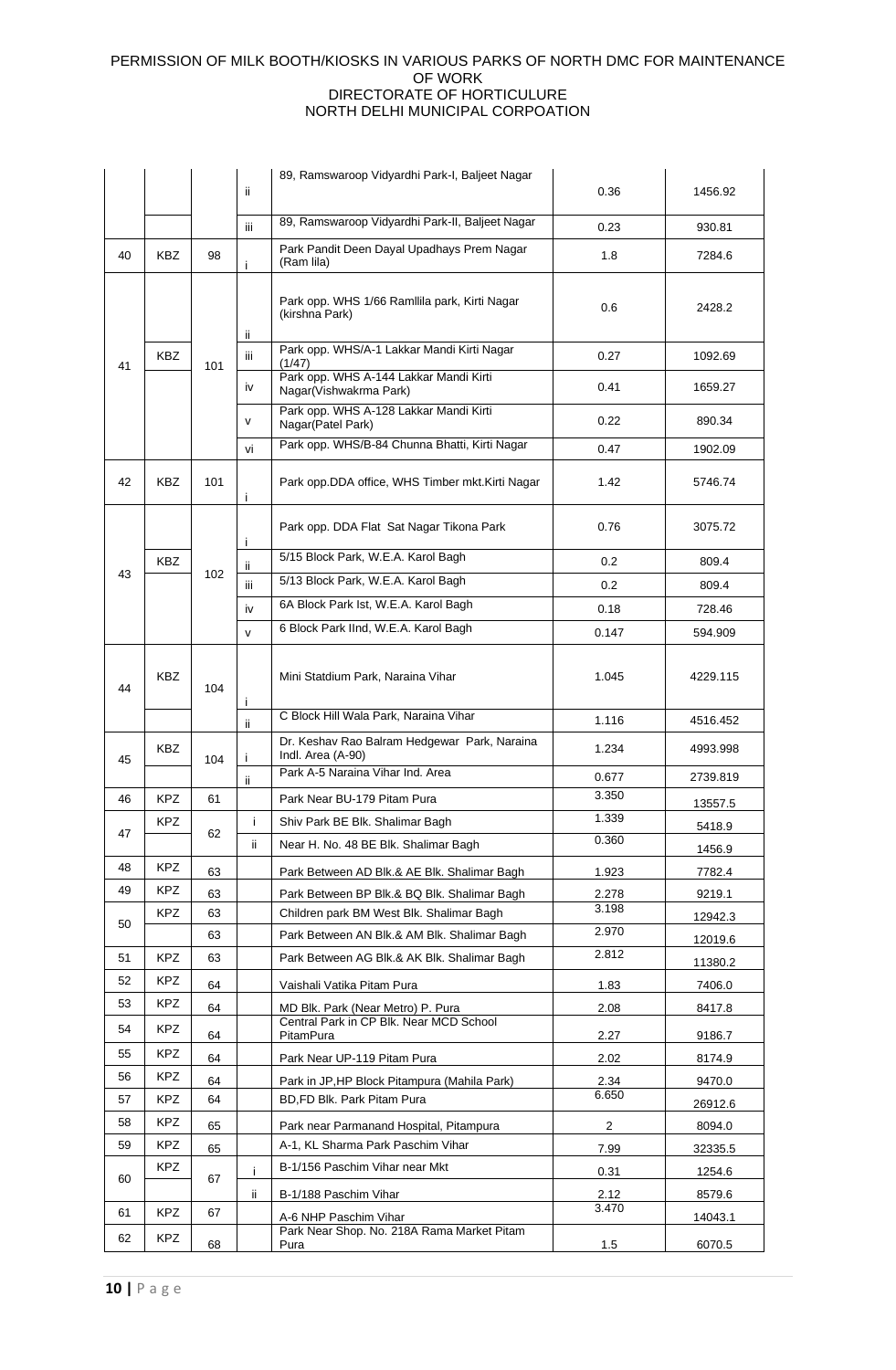PERMISSION OF MILK BOOTH/KIOSKS IN VARIOUS PARKS OF NORTH DMC FOR MAINTENANCE OF WORK
DIRECTORATE OF HORTICULURE
NORTH DELHI MUNICIPAL CORPOATION

| | | | | | | |
|---|---|---|---|---|---|---|
| | | | ii | 89, Ramswaroop Vidyardhi Park-I, Baljeet Nagar | 0.36 | 1456.92 |
| | | | iii | 89, Ramswaroop Vidyardhi Park-II, Baljeet Nagar | 0.23 | 930.81 |
| 40 | KBZ | 98 | i | Park Pandit Deen Dayal Upadhays Prem Nagar (Ram lila) | 1.8 | 7284.6 |
| 41 | KBZ | 101 | ii | Park opp. WHS 1/66 Ramllila park, Kirti Nagar (kirshna Park) | 0.6 | 2428.2 |
| | | | iii | Park opp. WHS/A-1 Lakkar Mandi Kirti Nagar (1/47) | 0.27 | 1092.69 |
| | | | iv | Park opp. WHS A-144 Lakkar Mandi Kirti Nagar(Vishwakrma Park) | 0.41 | 1659.27 |
| | | | v | Park opp. WHS A-128 Lakkar Mandi Kirti Nagar(Patel Park) | 0.22 | 890.34 |
| | | | vi | Park opp. WHS/B-84 Chunna Bhatti, Kirti Nagar | 0.47 | 1902.09 |
| 42 | KBZ | 101 | i | Park opp.DDA office, WHS Timber mkt.Kirti Nagar | 1.42 | 5746.74 |
| 43 | KBZ | 102 | i | Park opp. DDA Flat Sat Nagar Tikona Park | 0.76 | 3075.72 |
| | | | ii | 5/15 Block Park, W.E.A. Karol Bagh | 0.2 | 809.4 |
| | | | iii | 5/13 Block Park, W.E.A. Karol Bagh | 0.2 | 809.4 |
| | | | iv | 6A Block Park Ist, W.E.A. Karol Bagh | 0.18 | 728.46 |
| | | | v | 6 Block Park IInd, W.E.A. Karol Bagh | 0.147 | 594.909 |
| 44 | KBZ | 104 | i | Mini Statdium Park, Naraina Vihar | 1.045 | 4229.115 |
| | | | ii | C Block Hill Wala Park, Naraina Vihar | 1.116 | 4516.452 |
| 45 | KBZ | 104 | i | Dr. Keshav Rao Balram Hedgewar Park, Naraina Indl. Area (A-90) | 1.234 | 4993.998 |
| | | | ii | Park A-5 Naraina Vihar Ind. Area | 0.677 | 2739.819 |
| 46 | KPZ | 61 | | Park Near BU-179 Pitam Pura | 3.350 | 13557.5 |
| 47 | KPZ | 62 | i | Shiv Park BE Blk. Shalimar Bagh | 1.339 | 5418.9 |
| | | | ii | Near H. No. 48 BE Blk. Shalimar Bagh | 0.360 | 1456.9 |
| 48 | KPZ | 63 | | Park Between AD Blk.& AE Blk. Shalimar Bagh | 1.923 | 7782.4 |
| 49 | KPZ | 63 | | Park Between BP Blk.& BQ Blk. Shalimar Bagh | 2.278 | 9219.1 |
| 50 | KPZ | 63 | | Children park BM West Blk. Shalimar Bagh | 3.198 | 12942.3 |
| | | 63 | | Park Between AN Blk.& AM Blk. Shalimar Bagh | 2.970 | 12019.6 |
| 51 | KPZ | 63 | | Park Between AG Blk.& AK Blk. Shalimar Bagh | 2.812 | 11380.2 |
| 52 | KPZ | 64 | | Vaishali Vatika Pitam Pura | 1.83 | 7406.0 |
| 53 | KPZ | 64 | | MD Blk. Park (Near Metro) P. Pura | 2.08 | 8417.8 |
| 54 | KPZ | 64 | | Central Park in CP Blk. Near MCD School PitamPura | 2.27 | 9186.7 |
| 55 | KPZ | 64 | | Park Near UP-119 Pitam Pura | 2.02 | 8174.9 |
| 56 | KPZ | 64 | | Park in JP,HP Block Pitampura (Mahila Park) | 2.34 | 9470.0 |
| 57 | KPZ | 64 | | BD,FD Blk. Park Pitam Pura | 6.650 | 26912.6 |
| 58 | KPZ | 65 | | Park near Parmanand Hospital, Pitampura | 2 | 8094.0 |
| 59 | KPZ | 65 | | A-1, KL Sharma Park Paschim Vihar | 7.99 | 32335.5 |
| 60 | KPZ | 67 | i | B-1/156 Paschim Vihar near Mkt | 0.31 | 1254.6 |
| | | | ii | B-1/188 Paschim Vihar | 2.12 | 8579.6 |
| 61 | KPZ | 67 | | A-6 NHP Paschim Vihar | 3.470 | 14043.1 |
| 62 | KPZ | 68 | | Park Near Shop. No. 218A Rama Market Pitam Pura | 1.5 | 6070.5 |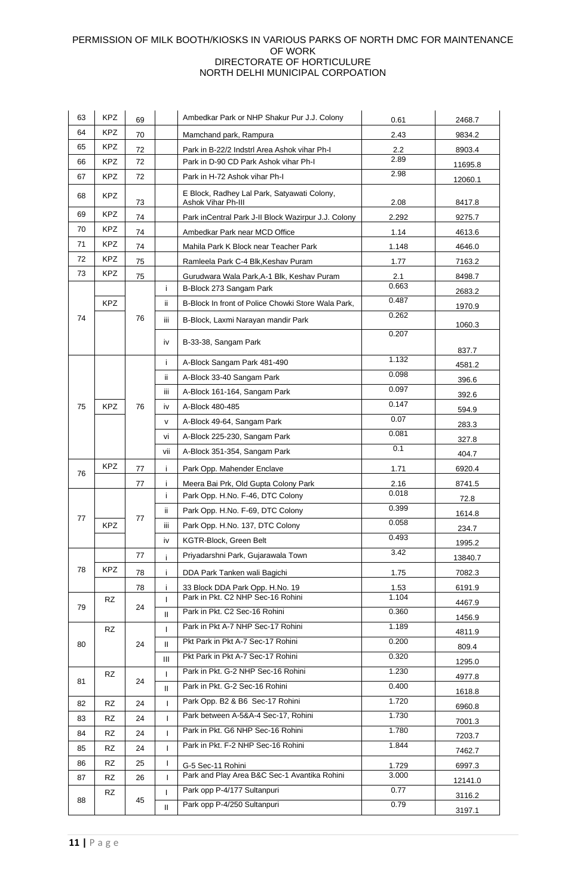PERMISSION OF MILK BOOTH/KIOSKS IN VARIOUS PARKS OF NORTH DMC FOR MAINTENANCE OF WORK
DIRECTORATE OF HORTICULURE
NORTH DELHI MUNICIPAL CORPOATION

| | | | | | | |
|---|---|---|---|---|---|---|
| 63 | KPZ | 69 | | Ambedkar Park or NHP Shakur Pur J.J. Colony | 0.61 | 2468.7 |
| 64 | KPZ | 70 | | Mamchand park, Rampura | 2.43 | 9834.2 |
| 65 | KPZ | 72 | | Park in B-22/2 Indstrl Area Ashok vihar Ph-I | 2.2 | 8903.4 |
| 66 | KPZ | 72 | | Park in D-90 CD Park Ashok vihar Ph-I | 2.89 | 11695.8 |
| 67 | KPZ | 72 | | Park in H-72 Ashok vihar Ph-I | 2.98 | 12060.1 |
| 68 | KPZ | 73 | | E Block, Radhey Lal Park, Satyawati Colony, Ashok Vihar Ph-III | 2.08 | 8417.8 |
| 69 | KPZ | 74 | | Park inCentral Park J-II Block Wazirpur J.J. Colony | 2.292 | 9275.7 |
| 70 | KPZ | 74 | | Ambedkar Park near MCD Office | 1.14 | 4613.6 |
| 71 | KPZ | 74 | | Mahila Park K Block near Teacher Park | 1.148 | 4646.0 |
| 72 | KPZ | 75 | | Ramleela Park C-4 Blk,Keshav Puram | 1.77 | 7163.2 |
| 73 | KPZ | 75 | | Gurudwara Wala Park,A-1 Blk, Keshav Puram | 2.1 | 8498.7 |
| 74 | KPZ | 76 | i | B-Block 273 Sangam Park | 0.663 | 2683.2 |
| | | | ii | B-Block In front of Police Chowki Store Wala Park, | 0.487 | 1970.9 |
| | | | iii | B-Block, Laxmi Narayan mandir Park | 0.262 | 1060.3 |
| | | | iv | B-33-38, Sangam Park | 0.207 | 837.7 |
| 75 | KPZ | 76 | i | A-Block Sangam Park 481-490 | 1.132 | 4581.2 |
| | | | ii | A-Block 33-40 Sangam Park | 0.098 | 396.6 |
| | | | iii | A-Block 161-164, Sangam Park | 0.097 | 392.6 |
| | | | iv | A-Block 480-485 | 0.147 | 594.9 |
| | | | v | A-Block 49-64, Sangam Park | 0.07 | 283.3 |
| | | | vi | A-Block 225-230, Sangam Park | 0.081 | 327.8 |
| | | | vii | A-Block 351-354, Sangam Park | 0.1 | 404.7 |
| 76 | KPZ | 77 | i | Park Opp. Mahender Enclave | 1.71 | 6920.4 |
| | | 77 | i | Meera Bai Prk, Old Gupta Colony Park | 2.16 | 8741.5 |
| 77 | KPZ | 77 | i | Park Opp. H.No. F-46, DTC Colony | 0.018 | 72.8 |
| | | | ii | Park Opp. H.No. F-69, DTC Colony | 0.399 | 1614.8 |
| | | | iii | Park Opp. H.No. 137, DTC Colony | 0.058 | 234.7 |
| | | | iv | KGTR-Block, Green Belt | 0.493 | 1995.2 |
| 78 | KPZ | 77 | i | Priyadarshni Park, Gujarawala Town | 3.42 | 13840.7 |
| | | 78 | i | DDA Park Tanken wali Bagichi | 1.75 | 7082.3 |
| | | 78 | i | 33 Block DDA Park Opp. H.No. 19 | 1.53 | 6191.9 |
| 79 | RZ | 24 | I | Park in Pkt. C2 NHP Sec-16 Rohini | 1.104 | 4467.9 |
| | | | II | Park in Pkt. C2 Sec-16 Rohini | 0.360 | 1456.9 |
| 80 | RZ | 24 | I | Park in Pkt A-7 NHP Sec-17 Rohini | 1.189 | 4811.9 |
| | | | II | Pkt Park in Pkt A-7 Sec-17 Rohini | 0.200 | 809.4 |
| | | | III | Pkt Park in Pkt A-7 Sec-17 Rohini | 0.320 | 1295.0 |
| 81 | RZ | 24 | I | Park in Pkt. G-2 NHP Sec-16 Rohini | 1.230 | 4977.8 |
| | | | II | Park in Pkt. G-2 Sec-16 Rohini | 0.400 | 1618.8 |
| 82 | RZ | 24 | I | Park Opp. B2 & B6 Sec-17 Rohini | 1.720 | 6960.8 |
| 83 | RZ | 24 | I | Park between A-5&A-4 Sec-17, Rohini | 1.730 | 7001.3 |
| 84 | RZ | 24 | I | Park in Pkt. G6 NHP Sec-16 Rohini | 1.780 | 7203.7 |
| 85 | RZ | 24 | I | Park in Pkt. F-2 NHP Sec-16 Rohini | 1.844 | 7462.7 |
| 86 | RZ | 25 | I | G-5 Sec-11 Rohini | 1.729 | 6997.3 |
| 87 | RZ | 26 | I | Park and Play Area B&C Sec-1 Avantika Rohini | 3.000 | 12141.0 |
| 88 | RZ | 45 | I | Park opp P-4/177 Sultanpuri | 0.77 | 3116.2 |
| | | | II | Park opp P-4/250 Sultanpuri | 0.79 | 3197.1 |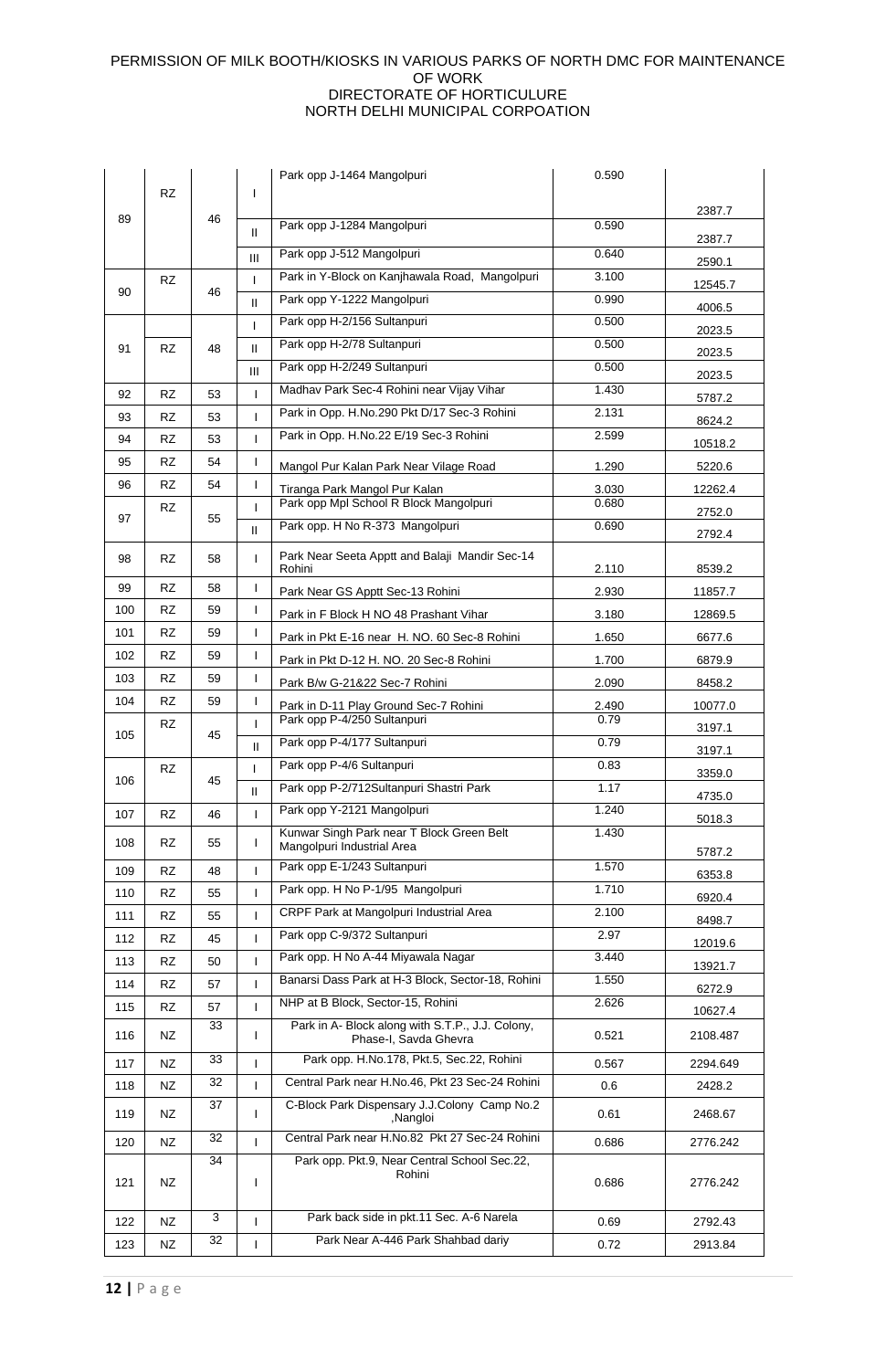PERMISSION OF MILK BOOTH/KIOSKS IN VARIOUS PARKS OF NORTH DMC FOR MAINTENANCE OF WORK
DIRECTORATE OF HORTICULURE
NORTH DELHI MUNICIPAL CORPOATION

| | | | | | | |
|---|---|---|---|---|---|---|
| 89 | RZ | 46 | I | Park opp J-1464 Mangolpuri | 0.590 | 2387.7 |
| | | | II | Park opp J-1284 Mangolpuri | 0.590 | 2387.7 |
| | | | III | Park opp J-512 Mangolpuri | 0.640 | 2590.1 |
| 90 | RZ | 46 | I | Park in Y-Block on Kanjhawala Road, Mangolpuri | 3.100 | 12545.7 |
| | | | II | Park opp Y-1222 Mangolpuri | 0.990 | 4006.5 |
| 91 | RZ | 48 | I | Park opp H-2/156 Sultanpuri | 0.500 | 2023.5 |
| | | | II | Park opp H-2/78 Sultanpuri | 0.500 | 2023.5 |
| | | | III | Park opp H-2/249 Sultanpuri | 0.500 | 2023.5 |
| 92 | RZ | 53 | I | Madhav Park Sec-4 Rohini near Vijay Vihar | 1.430 | 5787.2 |
| 93 | RZ | 53 | I | Park in Opp. H.No.290 Pkt D/17 Sec-3 Rohini | 2.131 | 8624.2 |
| 94 | RZ | 53 | I | Park in Opp. H.No.22 E/19 Sec-3 Rohini | 2.599 | 10518.2 |
| 95 | RZ | 54 | I | Mangol Pur Kalan Park Near Vilage Road | 1.290 | 5220.6 |
| 96 | RZ | 54 | I | Tiranga Park Mangol Pur Kalan | 3.030 | 12262.4 |
| 97 | RZ | 55 | I | Park opp Mpl School R Block Mangolpuri | 0.680 | 2752.0 |
| | | | II | Park opp. H No R-373 Mangolpuri | 0.690 | 2792.4 |
| 98 | RZ | 58 | I | Park Near Seeta Apptt and Balaji Mandir Sec-14 Rohini | 2.110 | 8539.2 |
| 99 | RZ | 58 | I | Park Near GS Apptt Sec-13 Rohini | 2.930 | 11857.7 |
| 100 | RZ | 59 | I | Park in F Block H NO 48 Prashant Vihar | 3.180 | 12869.5 |
| 101 | RZ | 59 | I | Park in Pkt E-16 near H. NO. 60 Sec-8 Rohini | 1.650 | 6677.6 |
| 102 | RZ | 59 | I | Park in Pkt D-12 H. NO. 20 Sec-8 Rohini | 1.700 | 6879.9 |
| 103 | RZ | 59 | I | Park B/w G-21&22 Sec-7 Rohini | 2.090 | 8458.2 |
| 104 | RZ | 59 | I | Park in D-11 Play Ground Sec-7 Rohini | 2.490 | 10077.0 |
| 105 | RZ | 45 | I | Park opp P-4/250 Sultanpuri | 0.79 | 3197.1 |
| | | | II | Park opp P-4/177 Sultanpuri | 0.79 | 3197.1 |
| 106 | RZ | 45 | I | Park opp P-4/6 Sultanpuri | 0.83 | 3359.0 |
| | | | II | Park opp P-2/712Sultanpuri Shastri Park | 1.17 | 4735.0 |
| 107 | RZ | 46 | I | Park opp Y-2121 Mangolpuri | 1.240 | 5018.3 |
| 108 | RZ | 55 | I | Kunwar Singh Park near T Block Green Belt Mangolpuri Industrial Area | 1.430 | 5787.2 |
| 109 | RZ | 48 | I | Park opp E-1/243 Sultanpuri | 1.570 | 6353.8 |
| 110 | RZ | 55 | I | Park opp. H No P-1/95 Mangolpuri | 1.710 | 6920.4 |
| 111 | RZ | 55 | I | CRPF Park at Mangolpuri Industrial Area | 2.100 | 8498.7 |
| 112 | RZ | 45 | I | Park opp C-9/372 Sultanpuri | 2.97 | 12019.6 |
| 113 | RZ | 50 | I | Park opp. H No A-44 Miyawala Nagar | 3.440 | 13921.7 |
| 114 | RZ | 57 | I | Banarsi Dass Park at H-3 Block, Sector-18, Rohini | 1.550 | 6272.9 |
| 115 | RZ | 57 | I | NHP at B Block, Sector-15, Rohini | 2.626 | 10627.4 |
| 116 | NZ | 33 | I | Park in A- Block along with S.T.P., J.J. Colony, Phase-I, Savda Ghevra | 0.521 | 2108.487 |
| 117 | NZ | 33 | I | Park opp. H.No.178, Pkt.5, Sec.22, Rohini | 0.567 | 2294.649 |
| 118 | NZ | 32 | I | Central Park near H.No.46, Pkt 23 Sec-24 Rohini | 0.6 | 2428.2 |
| 119 | NZ | 37 | I | C-Block Park Dispensary J.J.Colony Camp No.2 ,Nangloi | 0.61 | 2468.67 |
| 120 | NZ | 32 | I | Central Park near H.No.82 Pkt 27 Sec-24 Rohini | 0.686 | 2776.242 |
| 121 | NZ | 34 | I | Park opp. Pkt.9, Near Central School Sec.22, Rohini | 0.686 | 2776.242 |
| 122 | NZ | 3 | I | Park back side in pkt.11 Sec. A-6 Narela | 0.69 | 2792.43 |
| 123 | NZ | 32 | I | Park Near A-446 Park Shahbad dariy | 0.72 | 2913.84 |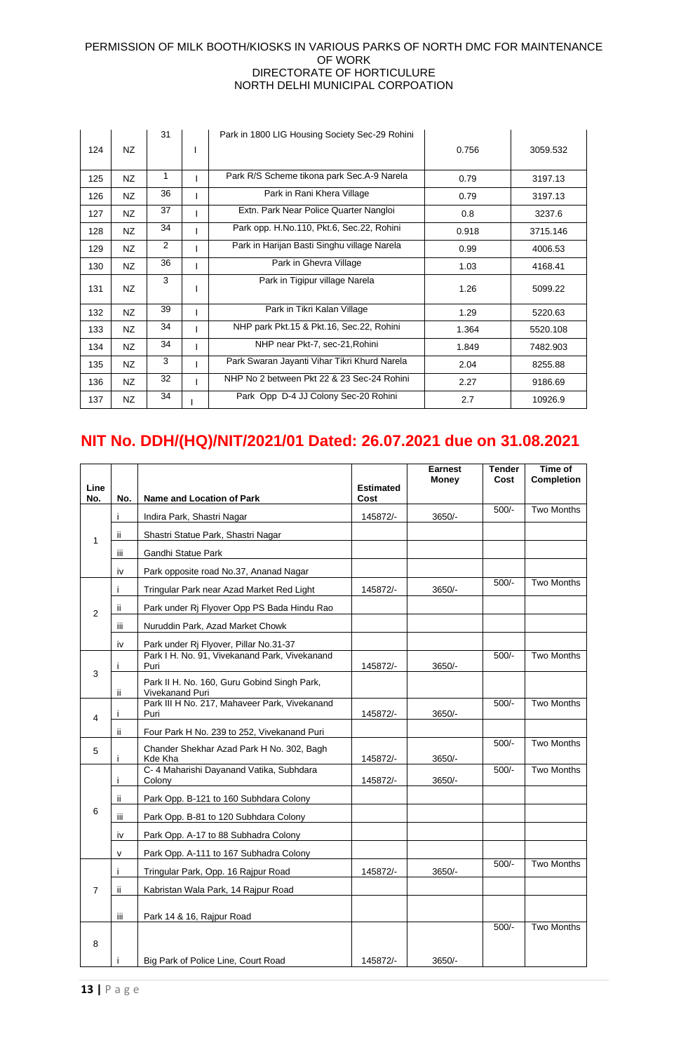PERMISSION OF MILK BOOTH/KIOSKS IN VARIOUS PARKS OF NORTH DMC FOR MAINTENANCE OF WORK
DIRECTORATE OF HORTICULURE
NORTH DELHI MUNICIPAL CORPOATION

| | | | | | | |
|---|---|---|---|---|---|---|
| 124 | NZ | 31 | I | Park in 1800 LIG Housing Society Sec-29 Rohini | 0.756 | 3059.532 |
| 125 | NZ | 1 | I | Park R/S Scheme tikona park Sec.A-9 Narela | 0.79 | 3197.13 |
| 126 | NZ | 36 | I | Park in Rani Khera Village | 0.79 | 3197.13 |
| 127 | NZ | 37 | I | Extn. Park Near Police Quarter Nangloi | 0.8 | 3237.6 |
| 128 | NZ | 34 | I | Park opp. H.No.110, Pkt.6, Sec.22, Rohini | 0.918 | 3715.146 |
| 129 | NZ | 2 | I | Park in Harijan Basti Singhu village Narela | 0.99 | 4006.53 |
| 130 | NZ | 36 | I | Park in Ghevra Village | 1.03 | 4168.41 |
| 131 | NZ | 3 | I | Park in Tigipur village Narela | 1.26 | 5099.22 |
| 132 | NZ | 39 | I | Park in Tikri Kalan Village | 1.29 | 5220.63 |
| 133 | NZ | 34 | I | NHP park Pkt.15 & Pkt.16, Sec.22, Rohini | 1.364 | 5520.108 |
| 134 | NZ | 34 | I | NHP near Pkt-7, sec-21,Rohini | 1.849 | 7482.903 |
| 135 | NZ | 3 | I | Park Swaran Jayanti Vihar Tikri Khurd Narela | 2.04 | 8255.88 |
| 136 | NZ | 32 | I | NHP No 2 between Pkt 22 & 23 Sec-24 Rohini | 2.27 | 9186.69 |
| 137 | NZ | 34 | I | Park Opp D-4 JJ Colony Sec-20 Rohini | 2.7 | 10926.9 |

## NIT No. DDH/(HQ)/NIT/2021/01 Dated: 26.07.2021 due on 31.08.2021

| Line No. | No. | Name and Location of Park | Estimated Cost | Earnest Money | Tender Cost | Time of Completion |
|---|---|---|---|---|---|---|
| 1 | i | Indira Park, Shastri Nagar | 145872/- | 3650/- | 500/- | Two Months |
| | ii | Shastri Statue Park, Shastri Nagar | | | | |
| | iii | Gandhi Statue Park | | | | |
| | iv | Park opposite road No.37, Ananad Nagar | | | | |
| 2 | i | Tringular Park near Azad Market Red Light | 145872/- | 3650/- | 500/- | Two Months |
| | ii | Park under Rj Flyover Opp PS Bada Hindu Rao | | | | |
| | iii | Nuruddin Park, Azad Market Chowk | | | | |
| | iv | Park under Rj Flyover, Pillar No.31-37 | | | | |
| 3 | i | Park I H. No. 91, Vivekanand Park, Vivekanand Puri | 145872/- | 3650/- | 500/- | Two Months |
| | ii | Park II H. No. 160, Guru Gobind Singh Park, Vivekanand Puri | | | | |
| 4 | i | Park III H No. 217, Mahaveer Park, Vivekanand Puri | 145872/- | 3650/- | 500/- | Two Months |
| | ii | Four Park H No. 239 to 252, Vivekanand Puri | | | | |
| 5 | i | Chander Shekhar Azad Park H No. 302, Bagh Kde Kha | 145872/- | 3650/- | 500/- | Two Months |
| 6 | i | C- 4 Maharishi Dayanand Vatika, Subhdara Colony | 145872/- | 3650/- | 500/- | Two Months |
| | ii | Park Opp. B-121 to 160 Subhdara Colony | | | | |
| | iii | Park Opp. B-81 to 120 Subhdara Colony | | | | |
| | iv | Park Opp. A-17 to 88 Subhadra Colony | | | | |
| | v | Park Opp. A-111 to 167 Subhadra Colony | | | | |
| 7 | i | Tringular Park, Opp. 16 Rajpur Road | 145872/- | 3650/- | 500/- | Two Months |
| | ii | Kabristan Wala Park, 14 Rajpur Road | | | | |
| | iii | Park 14 & 16, Rajpur Road | | | | |
| 8 | i | Big Park of Police Line, Court Road | 145872/- | 3650/- | 500/- | Two Months |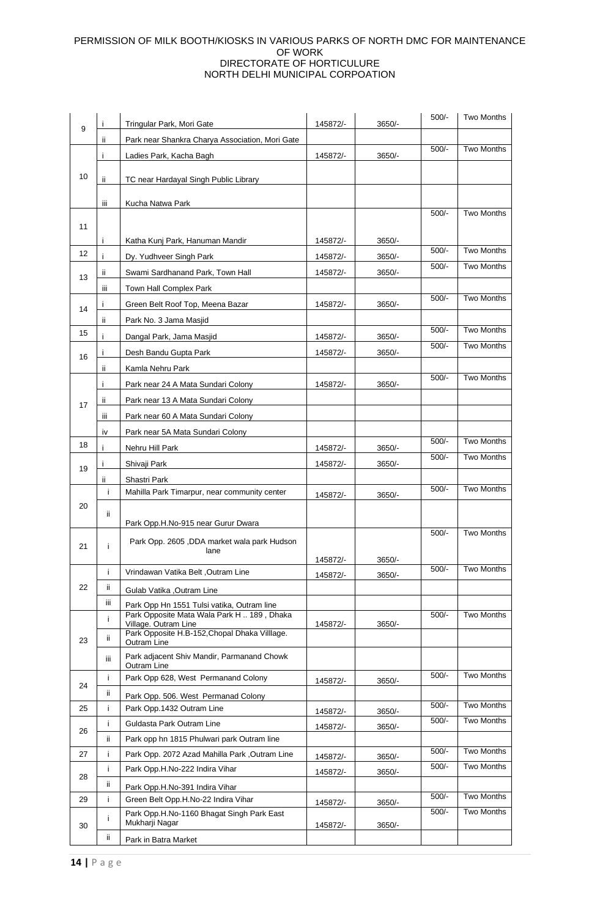PERMISSION OF MILK BOOTH/KIOSKS IN VARIOUS PARKS OF NORTH DMC FOR MAINTENANCE OF WORK
DIRECTORATE OF HORTICULURE
NORTH DELHI MUNICIPAL CORPOATION

| | | | | | | |
|---|---|---|---|---|---|---|
| 9 | i | Tringular Park, Mori Gate | 145872/- | 3650/- | 500/- | Two Months |
| | ii | Park near Shankra Charya Association, Mori Gate | | | | |
| 10 | i | Ladies Park, Kacha Bagh | 145872/- | 3650/- | 500/- | Two Months |
| | ii | TC near Hardayal Singh Public Library | | | | |
| | iii | Kucha Natwa Park | | | | |
| 11 | i | Katha Kunj Park, Hanuman Mandir | 145872/- | 3650/- | 500/- | Two Months |
| 12 | i | Dy. Yudhveer Singh Park | 145872/- | 3650/- | 500/- | Two Months |
| 13 | ii | Swami Sardhanand Park, Town Hall | 145872/- | 3650/- | 500/- | Two Months |
| | iii | Town Hall Complex Park | | | | |
| 14 | i | Green Belt Roof Top, Meena Bazar | 145872/- | 3650/- | 500/- | Two Months |
| | ii | Park No. 3 Jama Masjid | | | | |
| 15 | i | Dangal Park, Jama Masjid | 145872/- | 3650/- | 500/- | Two Months |
| 16 | i | Desh Bandu Gupta Park | 145872/- | 3650/- | 500/- | Two Months |
| | ii | Kamla Nehru Park | | | | |
| 17 | i | Park near 24 A Mata Sundari Colony | 145872/- | 3650/- | 500/- | Two Months |
| | ii | Park near 13 A Mata Sundari Colony | | | | |
| | iii | Park near 60 A Mata Sundari Colony | | | | |
| | iv | Park near 5A Mata Sundari Colony | | | | |
| 18 | i | Nehru Hill Park | 145872/- | 3650/- | 500/- | Two Months |
| 19 | i | Shivaji Park | 145872/- | 3650/- | 500/- | Two Months |
| | ii | Shastri Park | | | | |
| 20 | i | Mahilla Park Timarpur, near community center | 145872/- | 3650/- | 500/- | Two Months |
| | ii | Park Opp.H.No-915 near Gurur Dwara | | | | |
| 21 | i | Park Opp. 2605 ,DDA market wala park Hudson lane | 145872/- | 3650/- | 500/- | Two Months |
| 22 | i | Vrindawan Vatika Belt ,Outram Line | 145872/- | 3650/- | 500/- | Two Months |
| | ii | Gulab Vatika ,Outram Line | | | | |
| | iii | Park Opp Hn 1551 Tulsi vatika, Outram line | | | | |
| 23 | i | Park Opposite Mata Wala Park H .. 189 , Dhaka Village. Outram Line | 145872/- | 3650/- | 500/- | Two Months |
| | ii | Park Opposite H.B-152,Chopal Dhaka Villlage. Outram Line | | | | |
| | iii | Park adjacent Shiv Mandir, Parmanand Chowk Outram Line | | | | |
| 24 | i | Park Opp 628, West Permanand Colony | 145872/- | 3650/- | 500/- | Two Months |
| | ii | Park Opp. 506. West Permanad Colony | | | | |
| 25 | i | Park Opp.1432 Outram Line | 145872/- | 3650/- | 500/- | Two Months |
| 26 | i | Guldasta Park Outram Line | 145872/- | 3650/- | 500/- | Two Months |
| | ii | Park opp hn 1815 Phulwari park Outram line | | | | |
| 27 | i | Park Opp. 2072 Azad Mahilla Park ,Outram Line | 145872/- | 3650/- | 500/- | Two Months |
| 28 | i | Park Opp.H.No-222 Indira Vihar | 145872/- | 3650/- | 500/- | Two Months |
| | ii | Park Opp.H.No-391 Indira Vihar | | | | |
| 29 | i | Green Belt Opp.H.No-22 Indira Vihar | 145872/- | 3650/- | 500/- | Two Months |
| 30 | i | Park Opp.H.No-1160 Bhagat Singh Park East Mukharji Nagar | 145872/- | 3650/- | 500/- | Two Months |
| | ii | Park in Batra Market | | | | |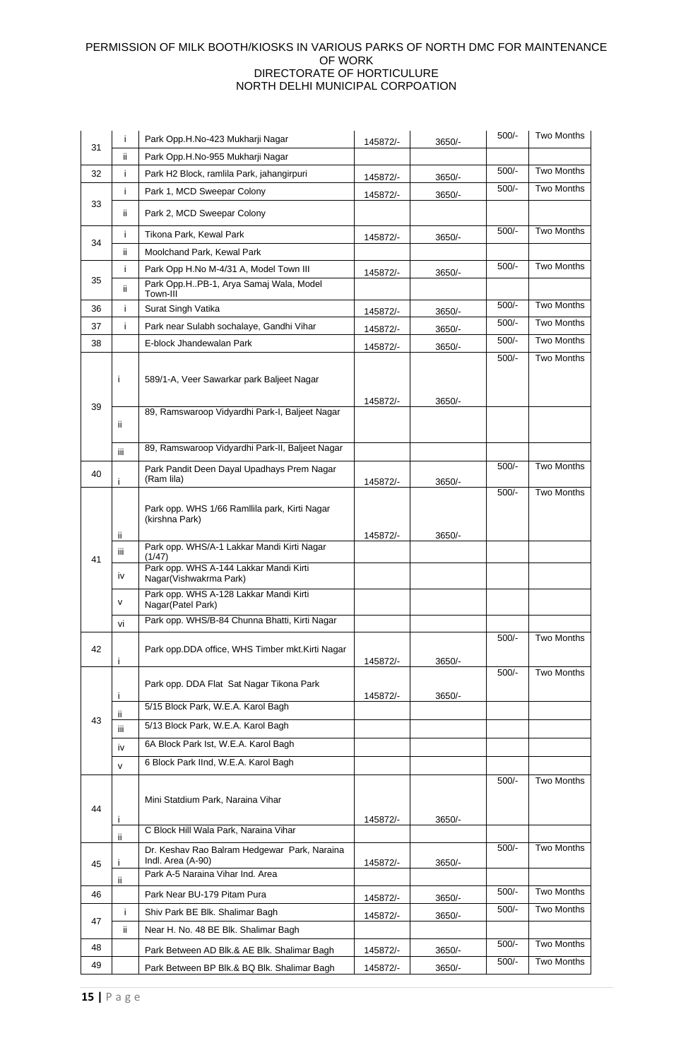PERMISSION OF MILK BOOTH/KIOSKS IN VARIOUS PARKS OF NORTH DMC FOR MAINTENANCE OF WORK
DIRECTORATE OF HORTICULURE
NORTH DELHI MUNICIPAL CORPOATION

| | | | | | | |
|---|---|---|---|---|---|---|
| 31 | i | Park Opp.H.No-423 Mukharji Nagar | 145872/- | 3650/- | 500/- | Two Months |
| | ii | Park Opp.H.No-955 Mukharji Nagar | | | | |
| 32 | i | Park H2 Block, ramlila Park, jahangirpuri | 145872/- | 3650/- | 500/- | Two Months |
| 33 | i | Park 1, MCD Sweepar Colony | 145872/- | 3650/- | 500/- | Two Months |
| | ii | Park 2, MCD Sweepar Colony | | | | |
| 34 | i | Tikona Park, Kewal Park | 145872/- | 3650/- | 500/- | Two Months |
| | ii | Moolchand Park, Kewal Park | | | | |
| 35 | i | Park Opp H.No M-4/31 A, Model Town III | 145872/- | 3650/- | 500/- | Two Months |
| | ii | Park Opp.H..PB-1, Arya Samaj Wala, Model Town-III | | | | |
| 36 | i | Surat Singh Vatika | 145872/- | 3650/- | 500/- | Two Months |
| 37 | i | Park near Sulabh sochalaye, Gandhi Vihar | 145872/- | 3650/- | 500/- | Two Months |
| 38 | | E-block Jhandewalan Park | 145872/- | 3650/- | 500/- | Two Months |
| 39 | i | 589/1-A, Veer Sawarkar park Baljeet Nagar | 145872/- | 3650/- | 500/- | Two Months |
| | ii | 89, Ramswaroop Vidyardhi Park-I, Baljeet Nagar | | | | |
| | iii | 89, Ramswaroop Vidyardhi Park-II, Baljeet Nagar | | | | |
| 40 | i | Park Pandit Deen Dayal Upadhays Prem Nagar (Ram lila) | 145872/- | 3650/- | 500/- | Two Months |
| 41 | ii | Park opp. WHS 1/66 Ramllila park, Kirti Nagar (kirshna Park) | 145872/- | 3650/- | 500/- | Two Months |
| | iii | Park opp. WHS/A-1 Lakkar Mandi Kirti Nagar (1/47) | | | | |
| | iv | Park opp. WHS A-144 Lakkar Mandi Kirti Nagar(Vishwakrma Park) | | | | |
| | v | Park opp. WHS A-128 Lakkar Mandi Kirti Nagar(Patel Park) | | | | |
| | vi | Park opp. WHS/B-84 Chunna Bhatti, Kirti Nagar | | | | |
| 42 | i | Park opp.DDA office, WHS Timber mkt.Kirti Nagar | 145872/- | 3650/- | 500/- | Two Months |
| 43 | i | Park opp. DDA Flat Sat Nagar Tikona Park | 145872/- | 3650/- | 500/- | Two Months |
| | ii | 5/15 Block Park, W.E.A. Karol Bagh | | | | |
| | iii | 5/13 Block Park, W.E.A. Karol Bagh | | | | |
| | iv | 6A Block Park Ist, W.E.A. Karol Bagh | | | | |
| | v | 6 Block Park IInd, W.E.A. Karol Bagh | | | | |
| 44 | i | Mini Statdium Park, Naraina Vihar | 145872/- | 3650/- | 500/- | Two Months |
| | ii | C Block Hill Wala Park, Naraina Vihar | | | | |
| 45 | i | Dr. Keshav Rao Balram Hedgewar Park, Naraina Indl. Area (A-90) | 145872/- | 3650/- | 500/- | Two Months |
| | ii | Park A-5 Naraina Vihar Ind. Area | | | | |
| 46 | | Park Near BU-179 Pitam Pura | 145872/- | 3650/- | 500/- | Two Months |
| 47 | i | Shiv Park BE Blk. Shalimar Bagh | 145872/- | 3650/- | 500/- | Two Months |
| | ii | Near H. No. 48 BE Blk. Shalimar Bagh | | | | |
| 48 | | Park Between AD Blk.& AE Blk. Shalimar Bagh | 145872/- | 3650/- | 500/- | Two Months |
| 49 | | Park Between BP Blk.& BQ Blk. Shalimar Bagh | 145872/- | 3650/- | 500/- | Two Months |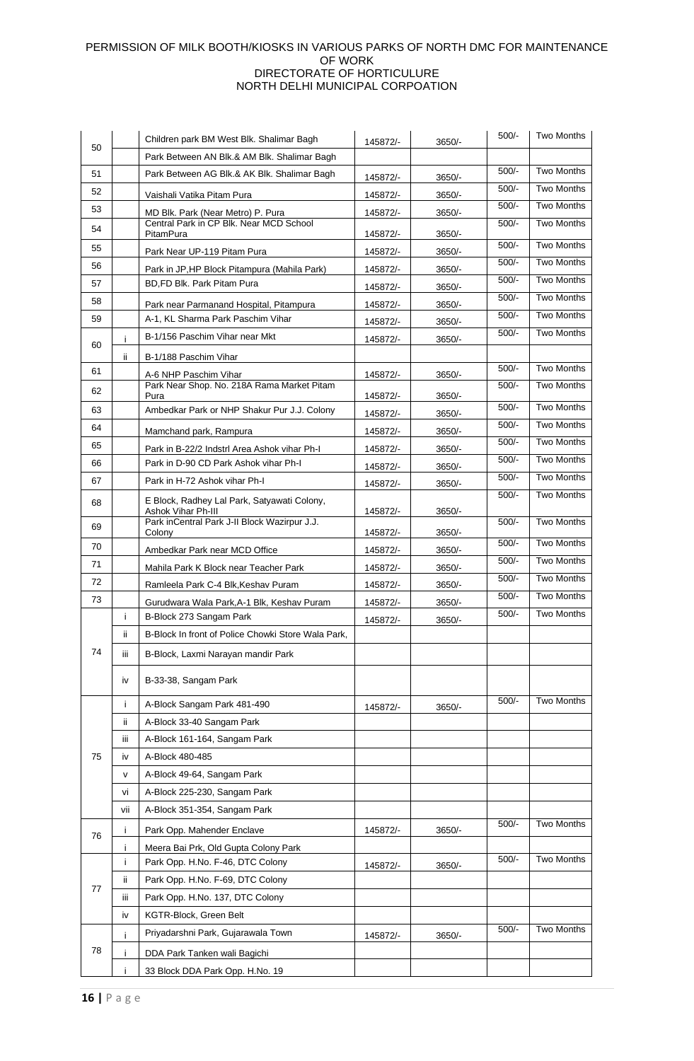PERMISSION OF MILK BOOTH/KIOSKS IN VARIOUS PARKS OF NORTH DMC FOR MAINTENANCE OF WORK
DIRECTORATE OF HORTICULURE
NORTH DELHI MUNICIPAL CORPOATION

| | | | | | | |
|---|---|---|---|---|---|---|
| 50 | | Children park BM West Blk. Shalimar Bagh | 145872/- | 3650/- | 500/- | Two Months |
| | | Park Between AN Blk.& AM Blk. Shalimar Bagh | | | | |
| 51 | | Park Between AG Blk.& AK Blk. Shalimar Bagh | 145872/- | 3650/- | 500/- | Two Months |
| 52 | | Vaishali Vatika Pitam Pura | 145872/- | 3650/- | 500/- | Two Months |
| 53 | | MD Blk. Park (Near Metro) P. Pura | 145872/- | 3650/- | 500/- | Two Months |
| 54 | | Central Park in CP Blk. Near MCD School PitamPura | 145872/- | 3650/- | 500/- | Two Months |
| 55 | | Park Near UP-119 Pitam Pura | 145872/- | 3650/- | 500/- | Two Months |
| 56 | | Park in JP,HP Block Pitampura (Mahila Park) | 145872/- | 3650/- | 500/- | Two Months |
| 57 | | BD,FD Blk. Park Pitam Pura | 145872/- | 3650/- | 500/- | Two Months |
| 58 | | Park near Parmanand Hospital, Pitampura | 145872/- | 3650/- | 500/- | Two Months |
| 59 | | A-1, KL Sharma Park Paschim Vihar | 145872/- | 3650/- | 500/- | Two Months |
| 60 | i | B-1/156 Paschim Vihar near Mkt | 145872/- | 3650/- | 500/- | Two Months |
| | ii | B-1/188 Paschim Vihar | | | | |
| 61 | | A-6 NHP Paschim Vihar | 145872/- | 3650/- | 500/- | Two Months |
| 62 | | Park Near Shop. No. 218A Rama Market Pitam Pura | 145872/- | 3650/- | 500/- | Two Months |
| 63 | | Ambedkar Park or NHP Shakur Pur J.J. Colony | 145872/- | 3650/- | 500/- | Two Months |
| 64 | | Mamchand park, Rampura | 145872/- | 3650/- | 500/- | Two Months |
| 65 | | Park in B-22/2 Indstrl Area Ashok vihar Ph-I | 145872/- | 3650/- | 500/- | Two Months |
| 66 | | Park in D-90 CD Park Ashok vihar Ph-I | 145872/- | 3650/- | 500/- | Two Months |
| 67 | | Park in H-72 Ashok vihar Ph-I | 145872/- | 3650/- | 500/- | Two Months |
| 68 | | E Block, Radhey Lal Park, Satyawati Colony, Ashok Vihar Ph-III | 145872/- | 3650/- | 500/- | Two Months |
| 69 | | Park inCentral Park J-II Block Wazirpur J.J. Colony | 145872/- | 3650/- | 500/- | Two Months |
| 70 | | Ambedkar Park near MCD Office | 145872/- | 3650/- | 500/- | Two Months |
| 71 | | Mahila Park K Block near Teacher Park | 145872/- | 3650/- | 500/- | Two Months |
| 72 | | Ramleela Park C-4 Blk,Keshav Puram | 145872/- | 3650/- | 500/- | Two Months |
| 73 | | Gurudwara Wala Park,A-1 Blk, Keshav Puram | 145872/- | 3650/- | 500/- | Two Months |
| 74 | i | B-Block 273 Sangam Park | 145872/- | 3650/- | 500/- | Two Months |
| | ii | B-Block In front of Police Chowki Store Wala Park, | | | | |
| | iii | B-Block, Laxmi Narayan mandir Park | | | | |
| | iv | B-33-38, Sangam Park | | | | |
| 75 | i | A-Block Sangam Park 481-490 | 145872/- | 3650/- | 500/- | Two Months |
| | ii | A-Block 33-40 Sangam Park | | | | |
| | iii | A-Block 161-164, Sangam Park | | | | |
| | iv | A-Block 480-485 | | | | |
| | v | A-Block 49-64, Sangam Park | | | | |
| | vi | A-Block 225-230, Sangam Park | | | | |
| | vii | A-Block 351-354, Sangam Park | | | | |
| 76 | i | Park Opp. Mahender Enclave | 145872/- | 3650/- | 500/- | Two Months |
| | i | Meera Bai Prk, Old Gupta Colony Park | | | | |
| 77 | i | Park Opp. H.No. F-46, DTC Colony | 145872/- | 3650/- | 500/- | Two Months |
| | ii | Park Opp. H.No. F-69, DTC Colony | | | | |
| | iii | Park Opp. H.No. 137, DTC Colony | | | | |
| | iv | KGTR-Block, Green Belt | | | | |
| 78 | i | Priyadarshni Park, Gujarawala Town | 145872/- | 3650/- | 500/- | Two Months |
| | i | DDA Park Tanken wali Bagichi | | | | |
| | i | 33 Block DDA Park Opp. H.No. 19 | | | | |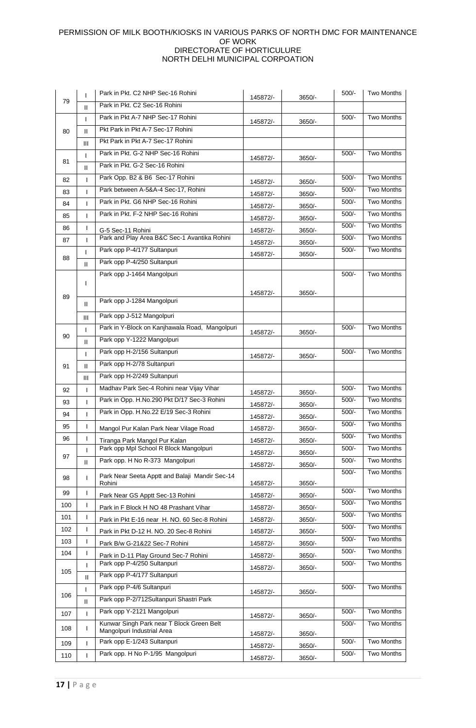PERMISSION OF MILK BOOTH/KIOSKS IN VARIOUS PARKS OF NORTH DMC FOR MAINTENANCE OF WORK
DIRECTORATE OF HORTICULURE
NORTH DELHI MUNICIPAL CORPOATION

| | | | | | | |
|---|---|---|---|---|---|---|
| 79 | I | Park in Pkt. C2 NHP Sec-16 Rohini | 145872/- | 3650/- | 500/- | Two Months |
| | II | Park in Pkt. C2 Sec-16 Rohini | | | | |
| 80 | I | Park in Pkt A-7 NHP Sec-17 Rohini | 145872/- | 3650/- | 500/- | Two Months |
| | II | Pkt Park in Pkt A-7 Sec-17 Rohini | | | | |
| | III | Pkt Park in Pkt A-7 Sec-17 Rohini | | | | |
| 81 | I | Park in Pkt. G-2 NHP Sec-16 Rohini | 145872/- | 3650/- | 500/- | Two Months |
| | II | Park in Pkt. G-2 Sec-16 Rohini | | | | |
| 82 | I | Park Opp. B2 & B6 Sec-17 Rohini | 145872/- | 3650/- | 500/- | Two Months |
| 83 | I | Park between A-5&A-4 Sec-17, Rohini | 145872/- | 3650/- | 500/- | Two Months |
| 84 | I | Park in Pkt. G6 NHP Sec-16 Rohini | 145872/- | 3650/- | 500/- | Two Months |
| 85 | I | Park in Pkt. F-2 NHP Sec-16 Rohini | 145872/- | 3650/- | 500/- | Two Months |
| 86 | I | G-5 Sec-11 Rohini | 145872/- | 3650/- | 500/- | Two Months |
| 87 | I | Park and Play Area B&C Sec-1 Avantika Rohini | 145872/- | 3650/- | 500/- | Two Months |
| 88 | I | Park opp P-4/177 Sultanpuri | 145872/- | 3650/- | 500/- | Two Months |
| | II | Park opp P-4/250 Sultanpuri | | | | |
| 89 | I | Park opp J-1464 Mangolpuri | 145872/- | 3650/- | 500/- | Two Months |
| | II | Park opp J-1284 Mangolpuri | | | | |
| | III | Park opp J-512 Mangolpuri | | | | |
| 90 | I | Park in Y-Block on Kanjhawala Road, Mangolpuri | 145872/- | 3650/- | 500/- | Two Months |
| | II | Park opp Y-1222 Mangolpuri | | | | |
| 91 | I | Park opp H-2/156 Sultanpuri | 145872/- | 3650/- | 500/- | Two Months |
| | II | Park opp H-2/78 Sultanpuri | | | | |
| | III | Park opp H-2/249 Sultanpuri | | | | |
| 92 | I | Madhav Park Sec-4 Rohini near Vijay Vihar | 145872/- | 3650/- | 500/- | Two Months |
| 93 | I | Park in Opp. H.No.290 Pkt D/17 Sec-3 Rohini | 145872/- | 3650/- | 500/- | Two Months |
| 94 | I | Park in Opp. H.No.22 E/19 Sec-3 Rohini | 145872/- | 3650/- | 500/- | Two Months |
| 95 | I | Mangol Pur Kalan Park Near Vilage Road | 145872/- | 3650/- | 500/- | Two Months |
| 96 | I | Tiranga Park Mangol Pur Kalan | 145872/- | 3650/- | 500/- | Two Months |
| 97 | I | Park opp Mpl School R Block Mangolpuri | 145872/- | 3650/- | 500/- | Two Months |
| | II | Park opp. H No R-373 Mangolpuri | 145872/- | 3650/- | 500/- | Two Months |
| 98 | I | Park Near Seeta Apptt and Balaji Mandir Sec-14 Rohini | 145872/- | 3650/- | 500/- | Two Months |
| 99 | I | Park Near GS Apptt Sec-13 Rohini | 145872/- | 3650/- | 500/- | Two Months |
| 100 | I | Park in F Block H NO 48 Prashant Vihar | 145872/- | 3650/- | 500/- | Two Months |
| 101 | I | Park in Pkt E-16 near H. NO. 60 Sec-8 Rohini | 145872/- | 3650/- | 500/- | Two Months |
| 102 | I | Park in Pkt D-12 H. NO. 20 Sec-8 Rohini | 145872/- | 3650/- | 500/- | Two Months |
| 103 | I | Park B/w G-21&22 Sec-7 Rohini | 145872/- | 3650/- | 500/- | Two Months |
| 104 | I | Park in D-11 Play Ground Sec-7 Rohini | 145872/- | 3650/- | 500/- | Two Months |
| 105 | I | Park opp P-4/250 Sultanpuri | 145872/- | 3650/- | 500/- | Two Months |
| | II | Park opp P-4/177 Sultanpuri | | | | |
| 106 | I | Park opp P-4/6 Sultanpuri | 145872/- | 3650/- | 500/- | Two Months |
| | II | Park opp P-2/712Sultanpuri Shastri Park | | | | |
| 107 | I | Park opp Y-2121 Mangolpuri | 145872/- | 3650/- | 500/- | Two Months |
| 108 | I | Kunwar Singh Park near T Block Green Belt Mangolpuri Industrial Area | 145872/- | 3650/- | 500/- | Two Months |
| 109 | I | Park opp E-1/243 Sultanpuri | 145872/- | 3650/- | 500/- | Two Months |
| 110 | I | Park opp. H No P-1/95 Mangolpuri | 145872/- | 3650/- | 500/- | Two Months |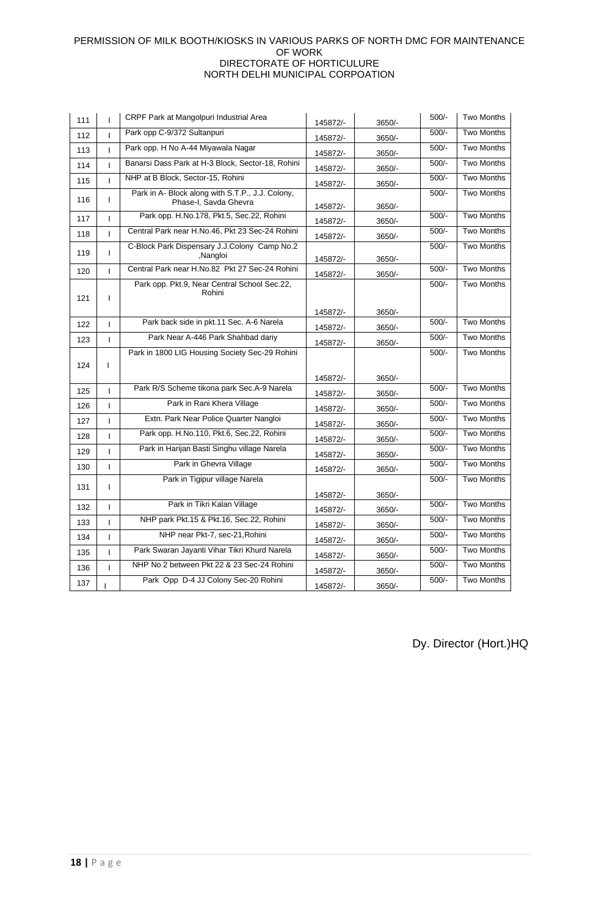PERMISSION OF MILK BOOTH/KIOSKS IN VARIOUS PARKS OF NORTH DMC FOR MAINTENANCE OF WORK
DIRECTORATE OF HORTICULURE
NORTH DELHI MUNICIPAL CORPOATION

| | | | | | | |
|---|---|---|---|---|---|---|
| 111 | I | CRPF Park at Mangolpuri Industrial Area | 145872/- | 3650/- | 500/- | Two Months |
| 112 | I | Park opp C-9/372 Sultanpuri | 145872/- | 3650/- | 500/- | Two Months |
| 113 | I | Park opp. H No A-44 Miyawala Nagar | 145872/- | 3650/- | 500/- | Two Months |
| 114 | I | Banarsi Dass Park at H-3 Block, Sector-18, Rohini | 145872/- | 3650/- | 500/- | Two Months |
| 115 | I | NHP at B Block, Sector-15, Rohini | 145872/- | 3650/- | 500/- | Two Months |
| 116 | I | Park in A- Block along with S.T.P., J.J. Colony, Phase-I, Savda Ghevra | 145872/- | 3650/- | 500/- | Two Months |
| 117 | I | Park opp. H.No.178, Pkt.5, Sec.22, Rohini | 145872/- | 3650/- | 500/- | Two Months |
| 118 | I | Central Park near H.No.46, Pkt 23 Sec-24 Rohini | 145872/- | 3650/- | 500/- | Two Months |
| 119 | I | C-Block Park Dispensary J.J.Colony Camp No.2 ,Nangloi | 145872/- | 3650/- | 500/- | Two Months |
| 120 | I | Central Park near H.No.82 Pkt 27 Sec-24 Rohini | 145872/- | 3650/- | 500/- | Two Months |
| 121 | I | Park opp. Pkt.9, Near Central School Sec.22, Rohini | 145872/- | 3650/- | 500/- | Two Months |
| 122 | I | Park back side in pkt.11 Sec. A-6 Narela | 145872/- | 3650/- | 500/- | Two Months |
| 123 | I | Park Near A-446 Park Shahbad dariy | 145872/- | 3650/- | 500/- | Two Months |
| 124 | I | Park in 1800 LIG Housing Society Sec-29 Rohini | 145872/- | 3650/- | 500/- | Two Months |
| 125 | I | Park R/S Scheme tikona park Sec.A-9 Narela | 145872/- | 3650/- | 500/- | Two Months |
| 126 | I | Park in Rani Khera Village | 145872/- | 3650/- | 500/- | Two Months |
| 127 | I | Extn. Park Near Police Quarter Nangloi | 145872/- | 3650/- | 500/- | Two Months |
| 128 | I | Park opp. H.No.110, Pkt.6, Sec.22, Rohini | 145872/- | 3650/- | 500/- | Two Months |
| 129 | I | Park in Harijan Basti Singhu village Narela | 145872/- | 3650/- | 500/- | Two Months |
| 130 | I | Park in Ghevra Village | 145872/- | 3650/- | 500/- | Two Months |
| 131 | I | Park in Tigipur village Narela | 145872/- | 3650/- | 500/- | Two Months |
| 132 | I | Park in Tikri Kalan Village | 145872/- | 3650/- | 500/- | Two Months |
| 133 | I | NHP park Pkt.15 & Pkt.16, Sec.22, Rohini | 145872/- | 3650/- | 500/- | Two Months |
| 134 | I | NHP near Pkt-7, sec-21,Rohini | 145872/- | 3650/- | 500/- | Two Months |
| 135 | I | Park Swaran Jayanti Vihar Tikri Khurd Narela | 145872/- | 3650/- | 500/- | Two Months |
| 136 | I | NHP No 2 between Pkt 22 & 23 Sec-24 Rohini | 145872/- | 3650/- | 500/- | Two Months |
| 137 | I | Park Opp D-4 JJ Colony Sec-20 Rohini | 145872/- | 3650/- | 500/- | Two Months |

Dy. Director (Hort.)HQ